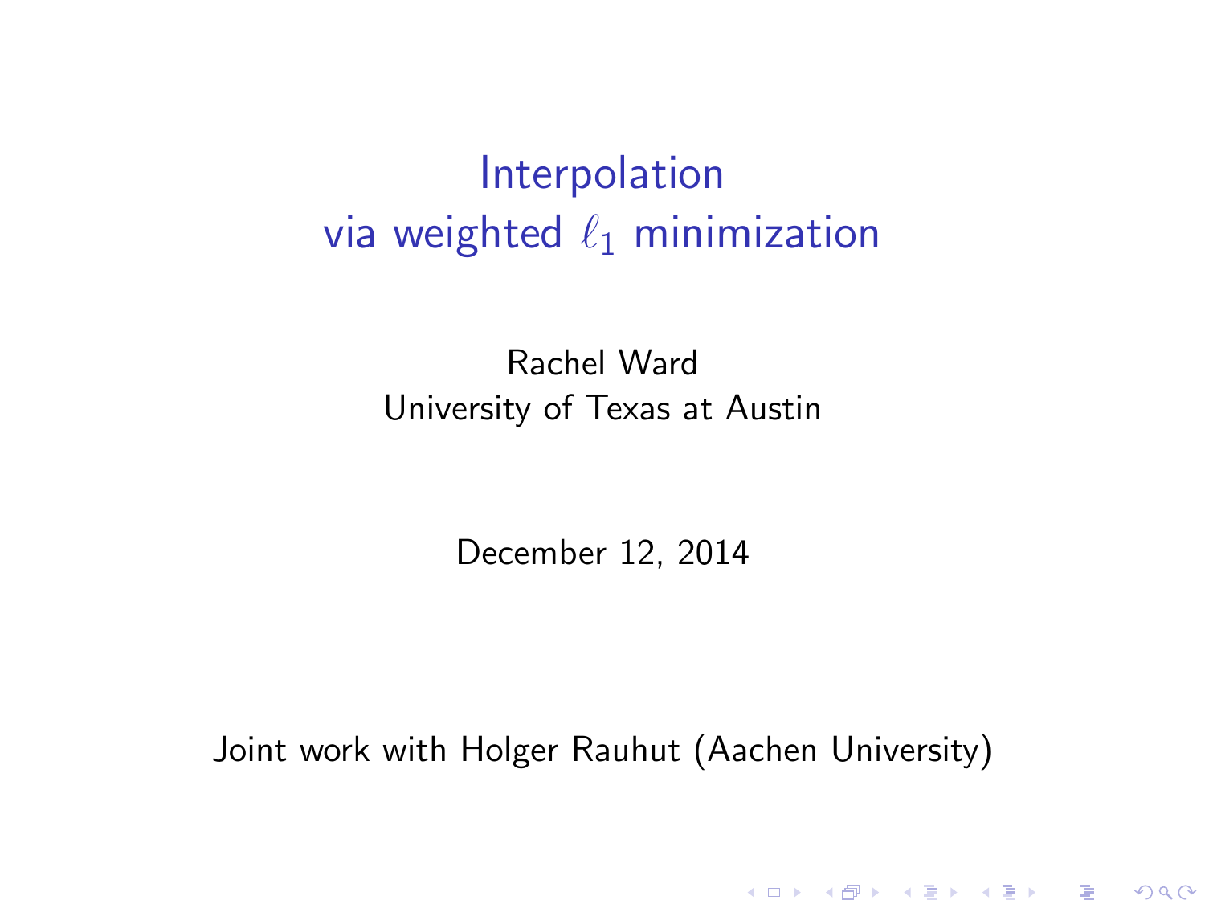# Interpolation via weighted $\ell_1$ minimization

Rachel Ward
University of Texas at Austin

December 12, 2014

Joint work with Holger Rauhut (Aachen University)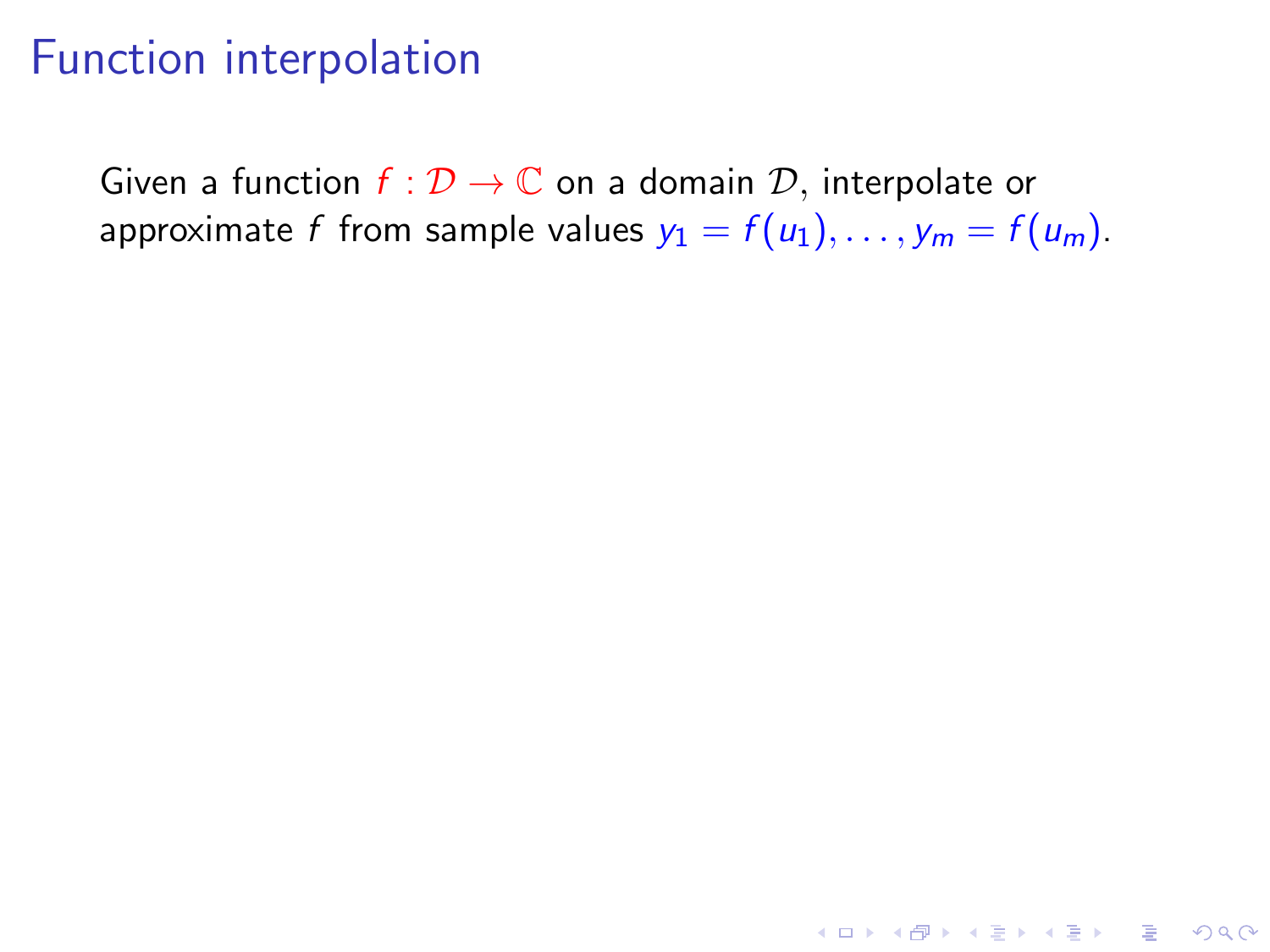# Function interpolation

Given a function $f : \mathcal{D} \to \mathbb{C}$ on a domain $\mathcal{D}$, interpolate or approximate $f$ from sample values $y_1 = f(u_1), \ldots, y_m = f(u_m)$.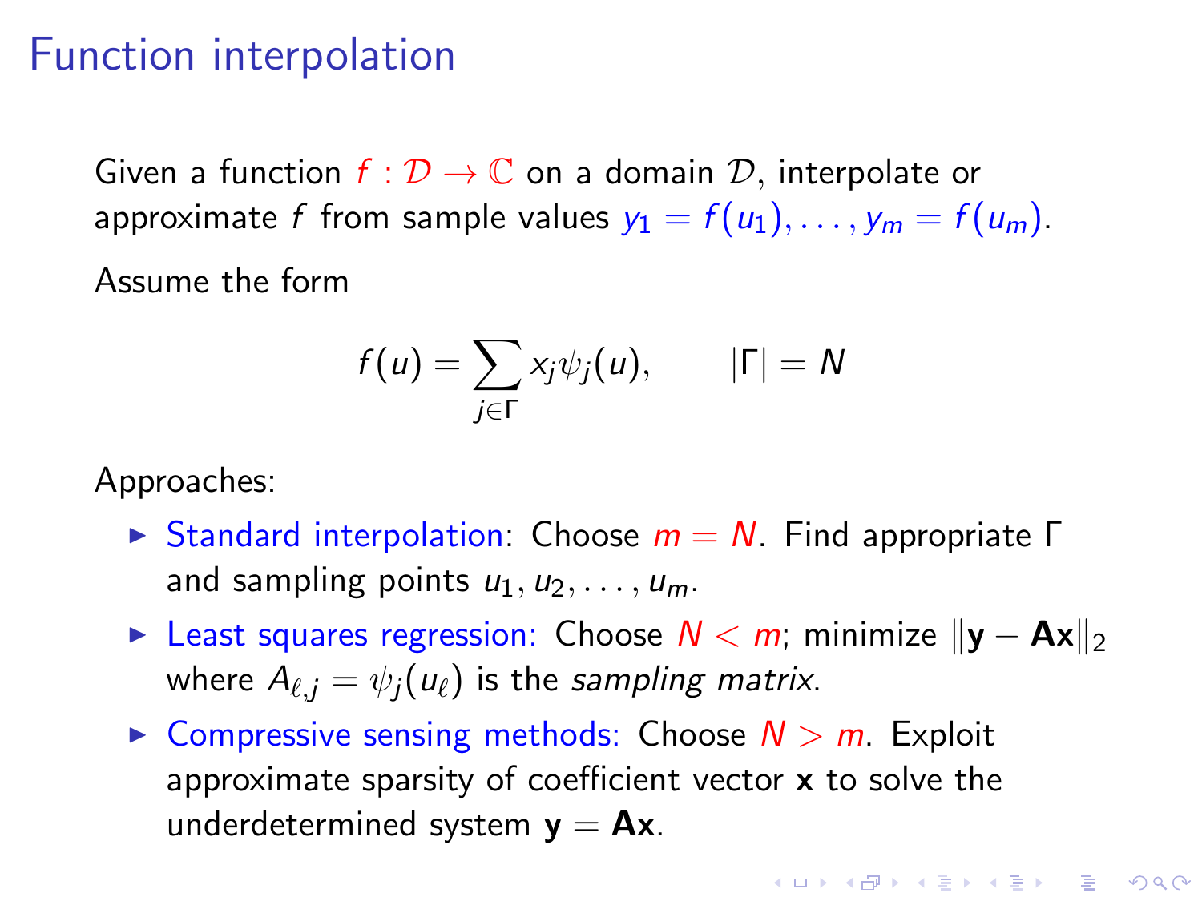# Function interpolation

Given a function $f : \mathcal{D} \to \mathbb{C}$ on a domain $\mathcal{D}$, interpolate or approximate $f$ from sample values $y_1 = f(u_1), \ldots, y_m = f(u_m)$.

Assume the form

$$f(u) = \sum_{j \in \Gamma} x_j \psi_j(u), \qquad |\Gamma| = N$$

Approaches:

- Standard interpolation: Choose $m = N$. Find appropriate $\Gamma$ and sampling points $u_1, u_2, \ldots, u_m$.
- Least squares regression: Choose $N < m$; minimize $\|\mathbf{y} - \mathbf{A}\mathbf{x}\|_2$ where $A_{\ell,j} = \psi_j(u_\ell)$ is the *sampling matrix*.
- Compressive sensing methods: Choose $N > m$. Exploit approximate sparsity of coefficient vector $\mathbf{x}$ to solve the underdetermined system $\mathbf{y} = \mathbf{A}\mathbf{x}$.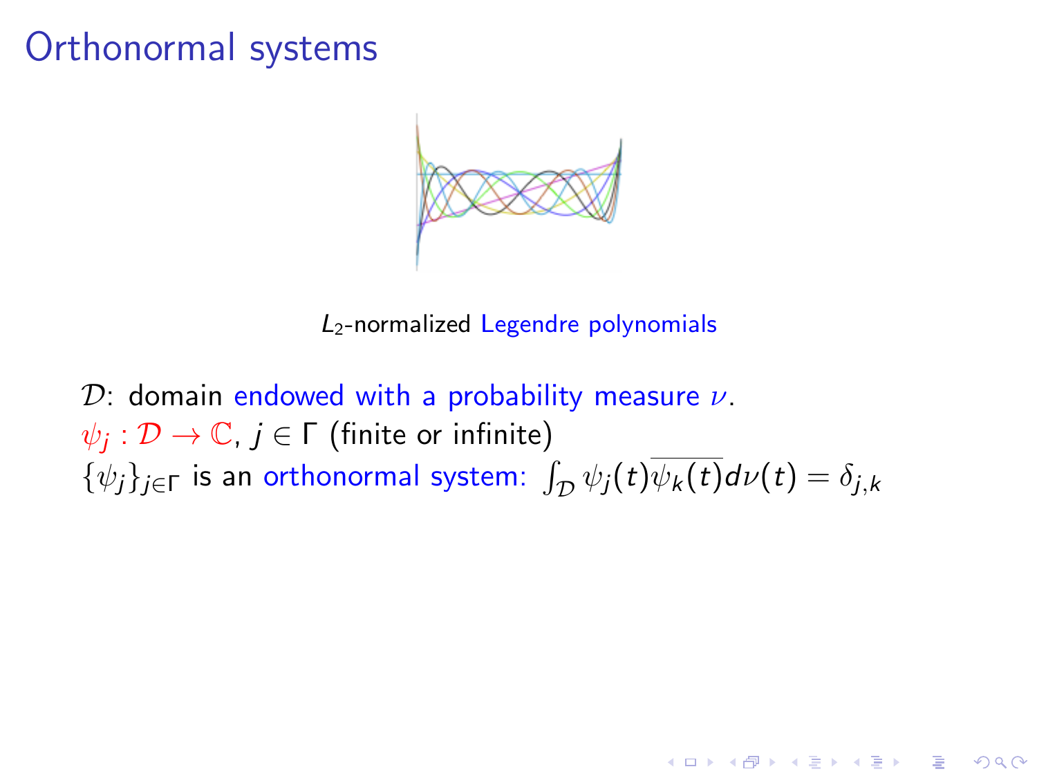# Orthonormal systems

$L_2$-normalized Legendre polynomials

$\mathcal{D}$: domain endowed with a probability measure $\nu$.
$\psi_j : \mathcal{D} \to \mathbb{C}$, $j \in \Gamma$ (finite or infinite)
$\{\psi_j\}_{j\in\Gamma}$ is an orthonormal system: $\int_{\mathcal{D}} \psi_j(t)\overline{\psi_k(t)}d\nu(t) = \delta_{j,k}$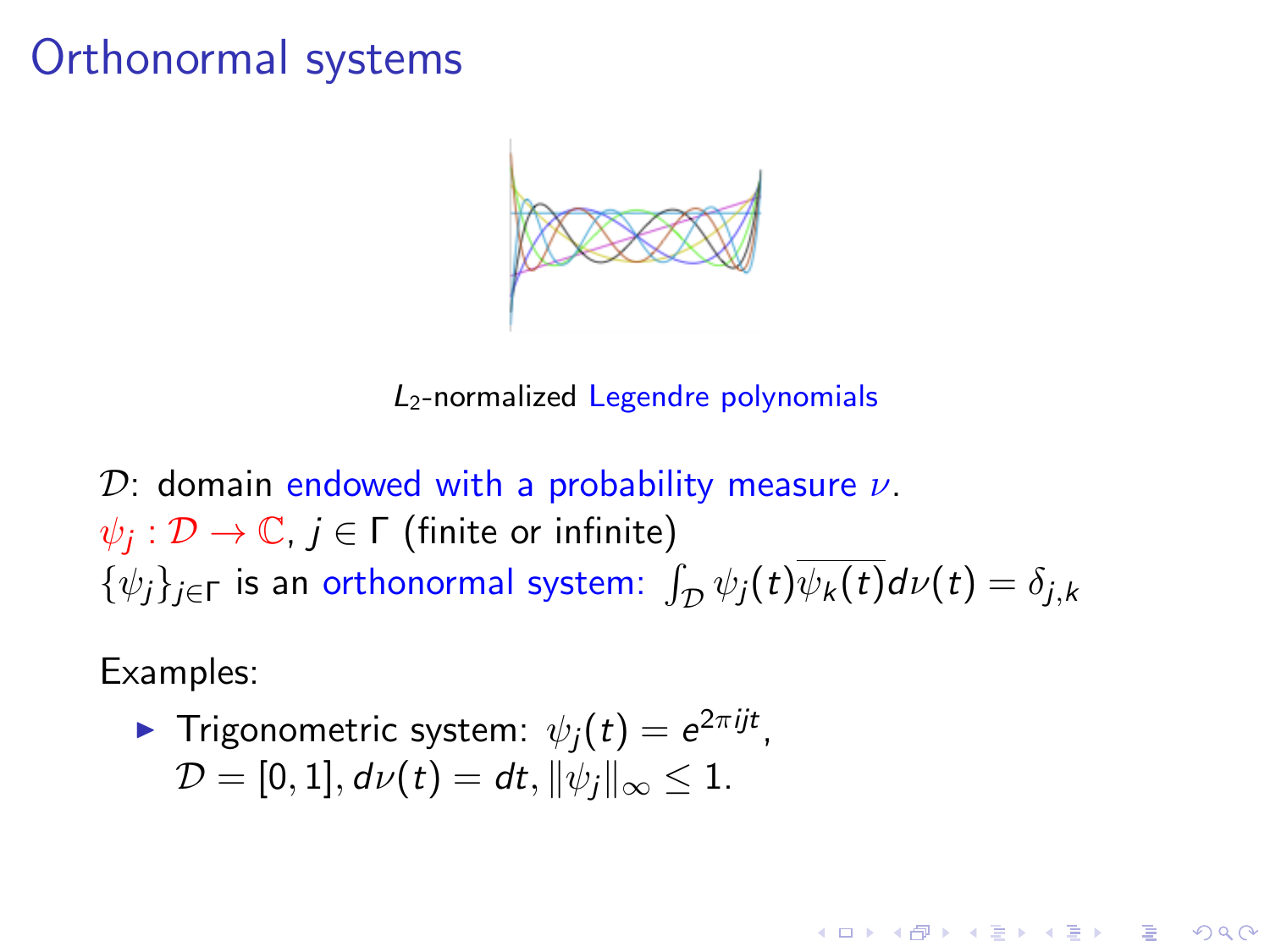# Orthonormal systems

$L_2$-normalized Legendre polynomials

$\mathcal{D}$: domain endowed with a probability measure $\nu$.
$\psi_j : \mathcal{D} \to \mathbb{C}$, $j \in \Gamma$ (finite or infinite)
$\{\psi_j\}_{j\in\Gamma}$ is an orthonormal system: $\int_{\mathcal{D}} \psi_j(t)\overline{\psi_k(t)}d\nu(t) = \delta_{j,k}$

Examples:

- Trigonometric system: $\psi_j(t) = e^{2\pi ijt}$,
  $\mathcal{D} = [0,1], d\nu(t) = dt, \|\psi_j\|_\infty \leq 1$.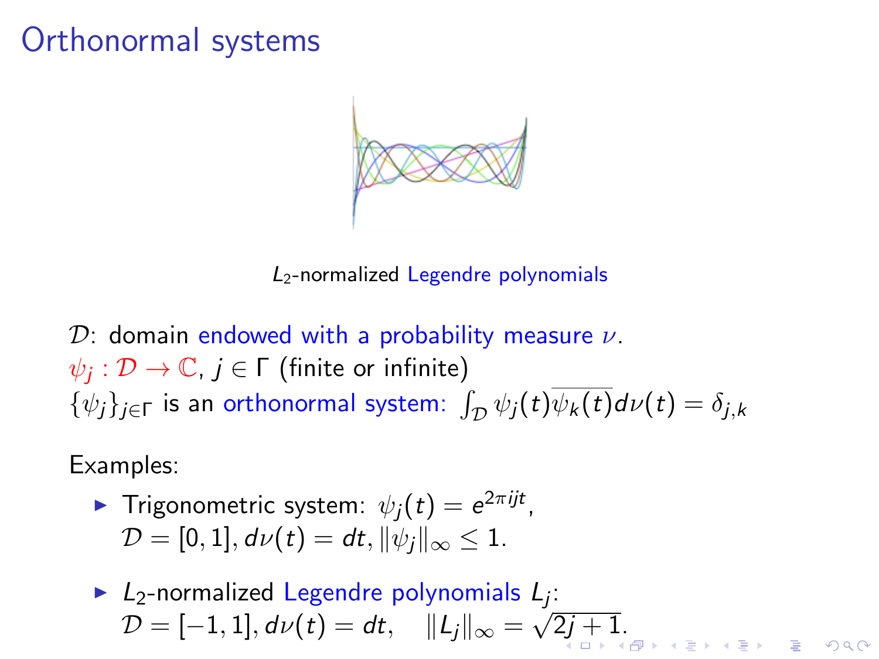# Orthonormal systems

$L_2$-normalized Legendre polynomials

$\mathcal{D}$: domain endowed with a probability measure $\nu$.
$\psi_j : \mathcal{D} \to \mathbb{C}$, $j \in \Gamma$ (finite or infinite)
$\{\psi_j\}_{j\in\Gamma}$ is an orthonormal system: $\int_{\mathcal{D}} \psi_j(t)\overline{\psi_k(t)} d\nu(t) = \delta_{j,k}$

Examples:

- Trigonometric system: $\psi_j(t) = e^{2\pi i j t}$,
  $\mathcal{D} = [0, 1], d\nu(t) = dt, \|\psi_j\|_\infty \leq 1$.
- $L_2$-normalized Legendre polynomials $L_j$:
  $\mathcal{D} = [-1, 1], d\nu(t) = dt, \quad \|L_j\|_\infty = \sqrt{2j + 1}$.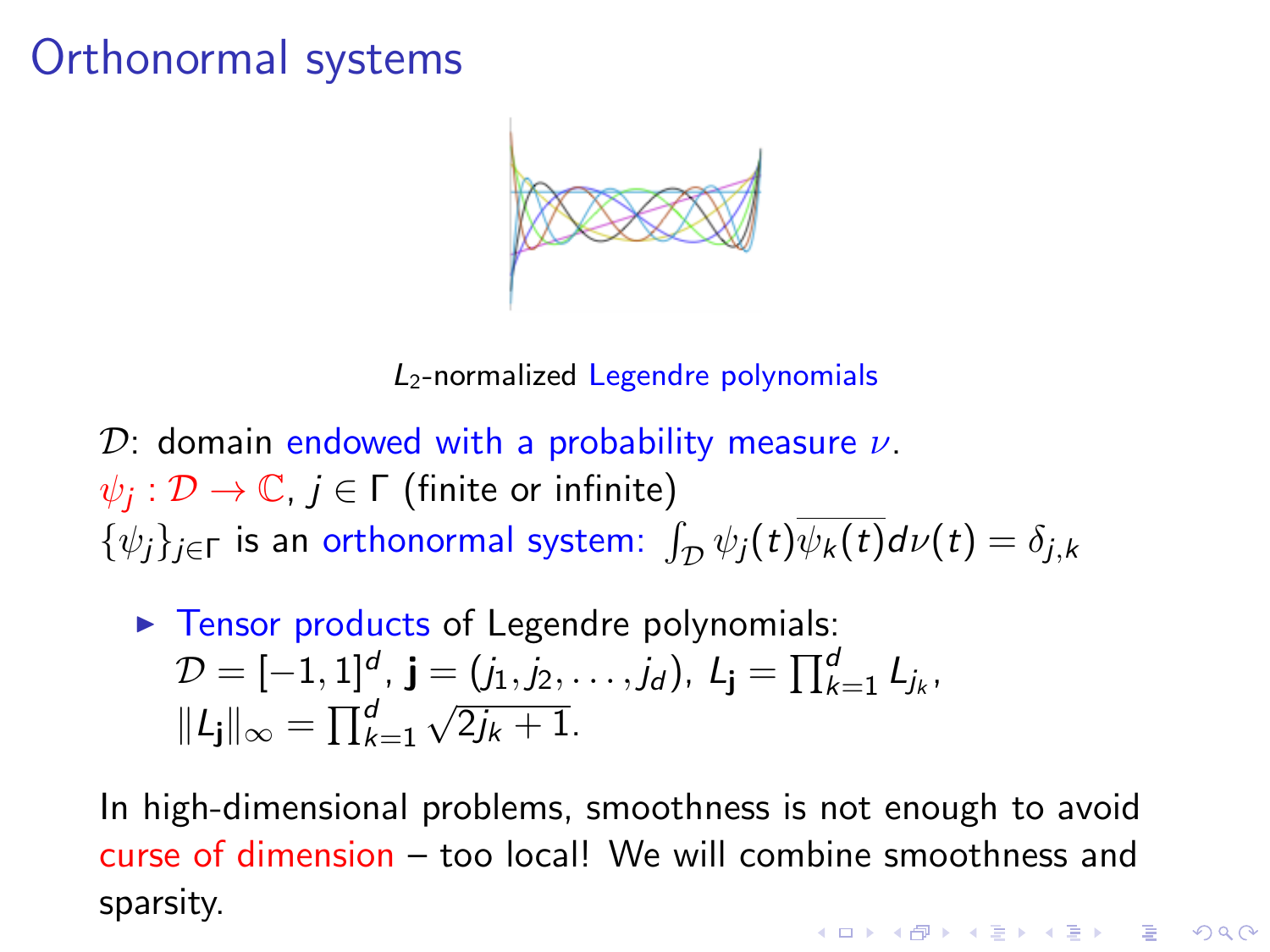# Orthonormal systems

$L_2$-normalized Legendre polynomials

$\mathcal{D}$: domain endowed with a probability measure $\nu$.
$\psi_j : \mathcal{D} \to \mathbb{C}$, $j \in \Gamma$ (finite or infinite)
$\{\psi_j\}_{j \in \Gamma}$ is an orthonormal system: $\int_{\mathcal{D}} \psi_j(t)\overline{\psi_k(t)} d\nu(t) = \delta_{j,k}$

- Tensor products of Legendre polynomials:
  $\mathcal{D} = [-1,1]^d$, $\mathbf{j} = (j_1, j_2, \ldots, j_d)$, $L_{\mathbf{j}} = \prod_{k=1}^{d} L_{j_k}$,
  $\|L_{\mathbf{j}}\|_\infty = \prod_{k=1}^{d} \sqrt{2j_k + 1}$.

In high-dimensional problems, smoothness is not enough to avoid curse of dimension – too local! We will combine smoothness and sparsity.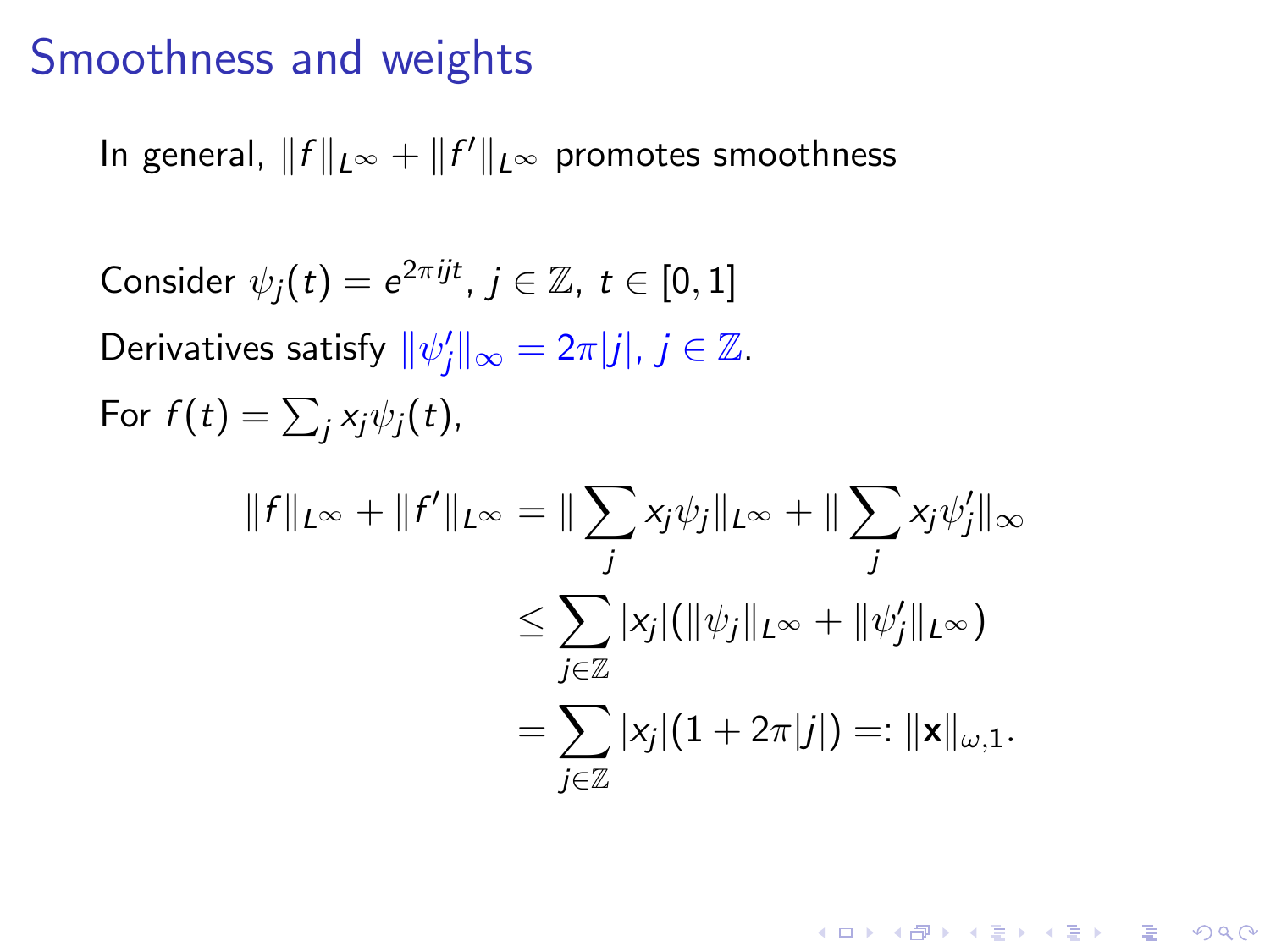# Smoothness and weights

In general, $\|f\|_{L^\infty} + \|f'\|_{L^\infty}$ promotes smoothness

Consider $\psi_j(t) = e^{2\pi i j t}$, $j \in \mathbb{Z}$, $t \in [0,1]$

Derivatives satisfy $\|\psi_j'\|_\infty = 2\pi|j|$, $j \in \mathbb{Z}$.

For $f(t) = \sum_j x_j \psi_j(t)$,

$$
\begin{aligned}
\|f\|_{L^\infty} + \|f'\|_{L^\infty} &= \|\sum_j x_j \psi_j\|_{L^\infty} + \|\sum_j x_j \psi_j'\|_\infty \\
&\leq \sum_{j \in \mathbb{Z}} |x_j| (\|\psi_j\|_{L^\infty} + \|\psi_j'\|_{L^\infty}) \\
&= \sum_{j \in \mathbb{Z}} |x_j| (1 + 2\pi|j|) =: \|\mathbf{x}\|_{\omega,1}.
\end{aligned}
$$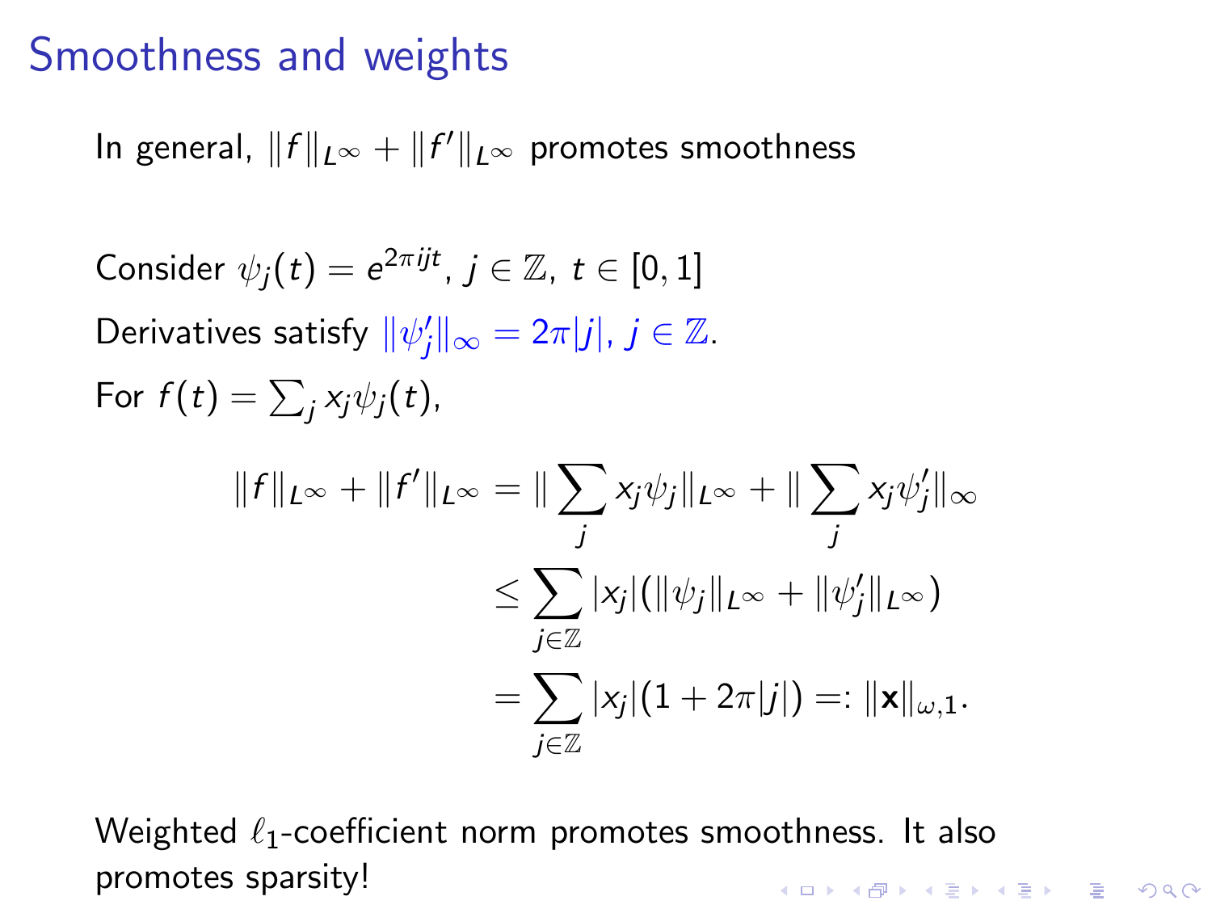# Smoothness and weights

In general, $\|f\|_{L^\infty} + \|f'\|_{L^\infty}$ promotes smoothness

Consider $\psi_j(t) = e^{2\pi ijt}$, $j \in \mathbb{Z}$, $t \in [0,1]$

Derivatives satisfy $\|\psi_j'\|_\infty = 2\pi|j|$, $j \in \mathbb{Z}$.

For $f(t) = \sum_j x_j \psi_j(t)$,

$$
\begin{aligned}
\|f\|_{L^\infty} + \|f'\|_{L^\infty} &= \|\sum_j x_j \psi_j\|_{L^\infty} + \|\sum_j x_j \psi_j'\|_\infty \\
&\leq \sum_{j \in \mathbb{Z}} |x_j| (\|\psi_j\|_{L^\infty} + \|\psi_j'\|_{L^\infty}) \\
&= \sum_{j \in \mathbb{Z}} |x_j| (1 + 2\pi|j|) =: \|\mathbf{x}\|_{\omega,1}.
\end{aligned}
$$

Weighted $\ell_1$-coefficient norm promotes smoothness. It also promotes sparsity!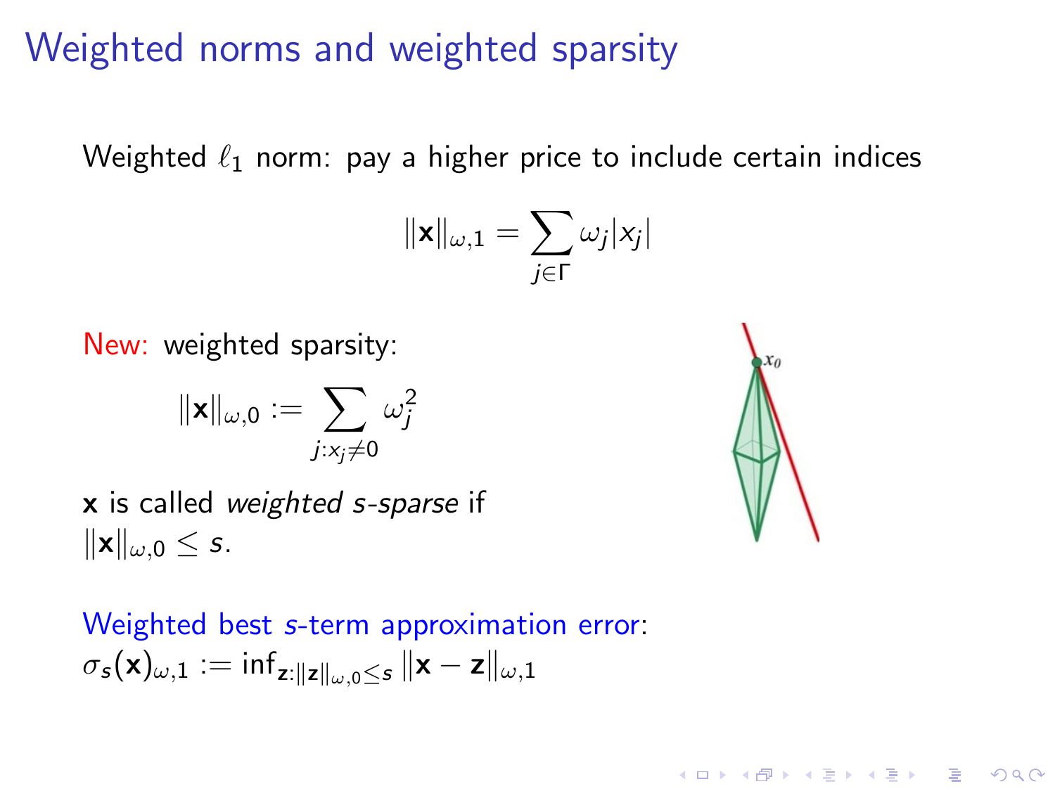# Weighted norms and weighted sparsity

Weighted $\ell_1$ norm: pay a higher price to include certain indices

$$\|\mathbf{x}\|_{\omega,1} = \sum_{j \in \Gamma} \omega_j |x_j|$$

New: weighted sparsity:

$$\|\mathbf{x}\|_{\omega,0} := \sum_{j : x_j \neq 0} \omega_j^2$$

$\mathbf{x}$ is called *weighted $s$-sparse* if $\|\mathbf{x}\|_{\omega,0} \leq s$.

Weighted best $s$-term approximation error:
$\sigma_s(\mathbf{x})_{\omega,1} := \inf_{\mathbf{z} : \|\mathbf{z}\|_{\omega,0} \leq s} \|\mathbf{x} - \mathbf{z}\|_{\omega,1}$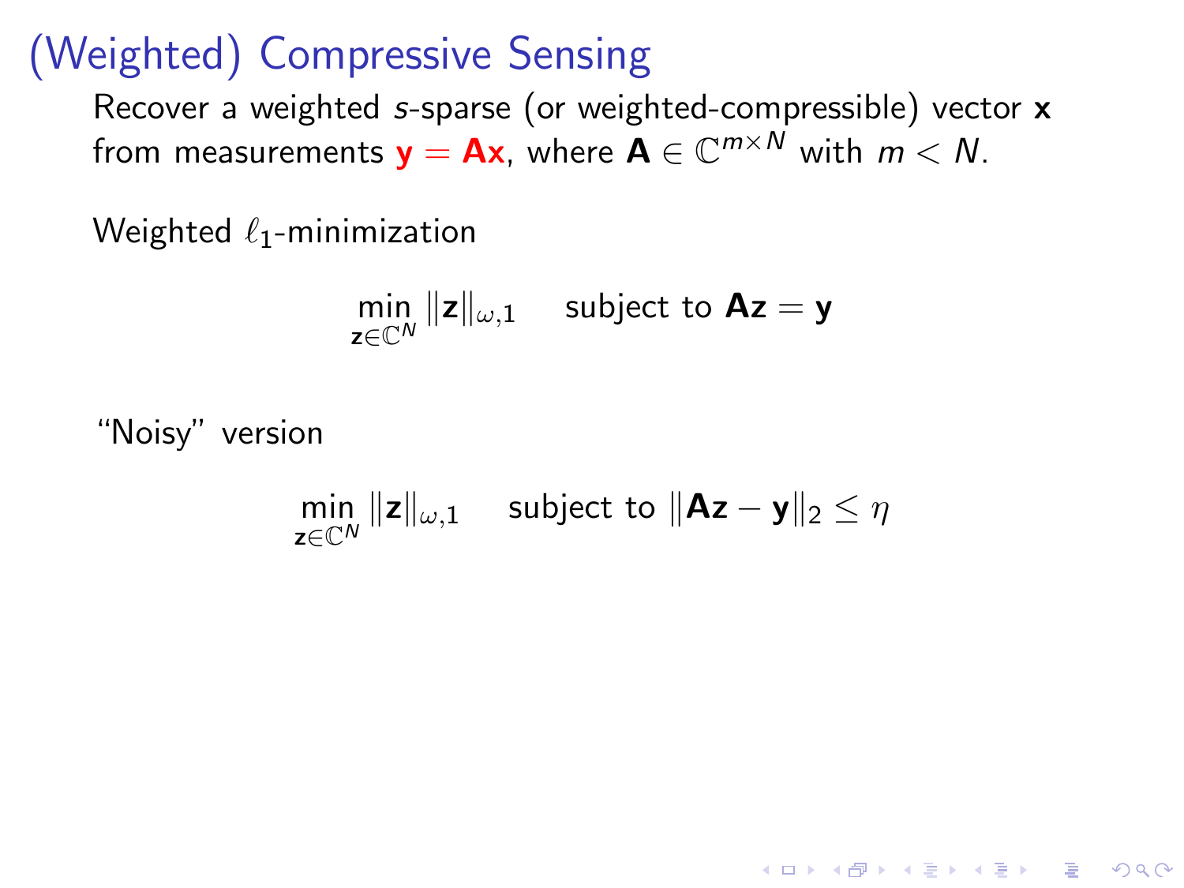# (Weighted) Compressive Sensing

Recover a weighted $s$-sparse (or weighted-compressible) vector $\mathbf{x}$ from measurements $\mathbf{y} = \mathbf{A}\mathbf{x}$, where $\mathbf{A} \in \mathbb{C}^{m \times N}$ with $m < N$.

Weighted $\ell_1$-minimization

$$\min_{\mathbf{z} \in \mathbb{C}^N} \|\mathbf{z}\|_{\omega,1} \quad \text{subject to } \mathbf{A}\mathbf{z} = \mathbf{y}$$

"Noisy" version

$$\min_{\mathbf{z} \in \mathbb{C}^N} \|\mathbf{z}\|_{\omega,1} \quad \text{subject to } \|\mathbf{A}\mathbf{z} - \mathbf{y}\|_2 \leq \eta$$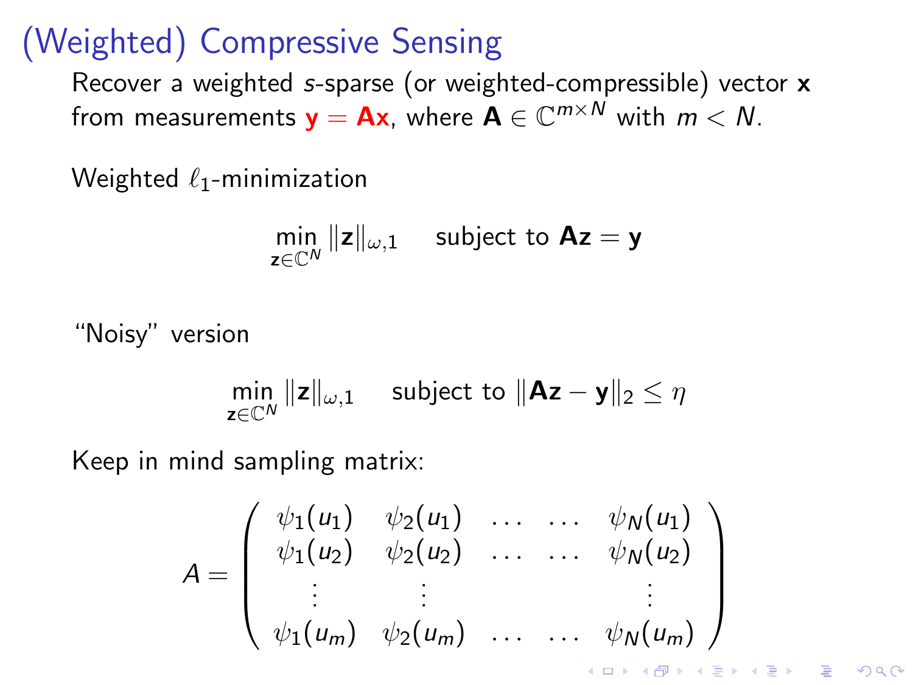# (Weighted) Compressive Sensing

Recover a weighted $s$-sparse (or weighted-compressible) vector $\mathbf{x}$ from measurements $\mathbf{y} = \mathbf{A}\mathbf{x}$, where $\mathbf{A} \in \mathbb{C}^{m \times N}$ with $m < N$.

Weighted $\ell_1$-minimization

$$\min_{\mathbf{z} \in \mathbb{C}^N} \|\mathbf{z}\|_{\omega,1} \quad \text{subject to } \mathbf{A}\mathbf{z} = \mathbf{y}$$

"Noisy" version

$$\min_{\mathbf{z} \in \mathbb{C}^N} \|\mathbf{z}\|_{\omega,1} \quad \text{subject to } \|\mathbf{A}\mathbf{z} - \mathbf{y}\|_2 \leq \eta$$

Keep in mind sampling matrix:

$$A = \begin{pmatrix} \psi_1(u_1) & \psi_2(u_1) & \dots & \dots & \psi_N(u_1) \\ \psi_1(u_2) & \psi_2(u_2) & \dots & \dots & \psi_N(u_2) \\ \vdots & \vdots & & & \vdots \\ \psi_1(u_m) & \psi_2(u_m) & \dots & \dots & \psi_N(u_m) \end{pmatrix}$$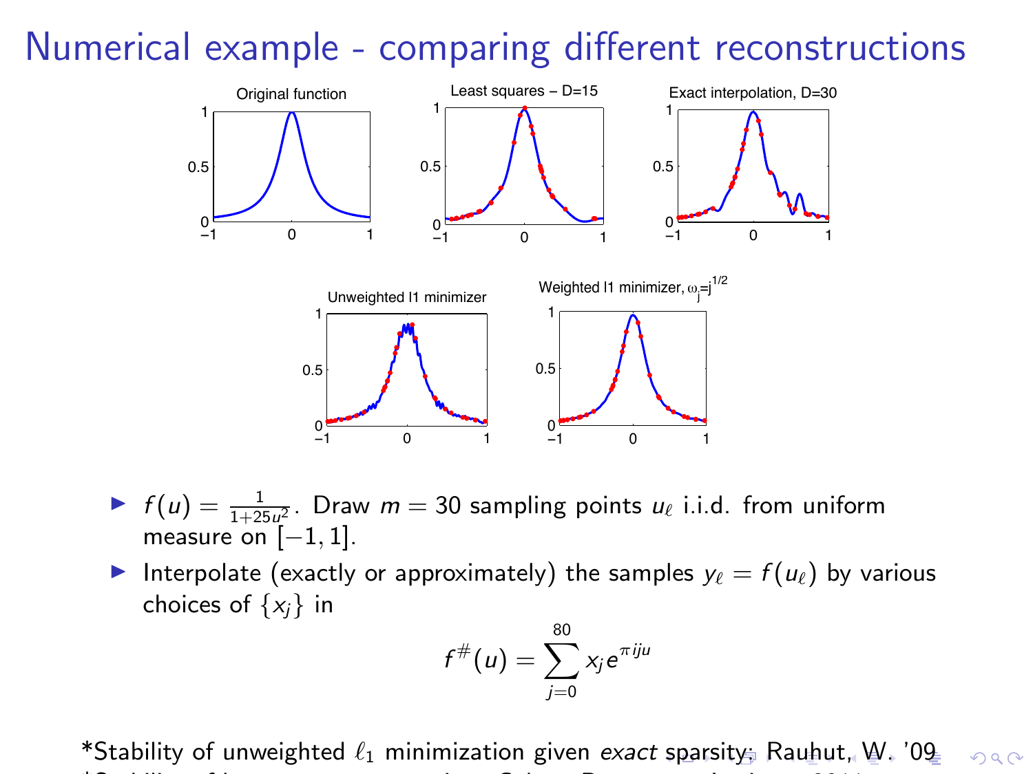# Numerical example - comparing different reconstructions

- $f(u) = \frac{1}{1+25u^2}$. Draw $m = 30$ sampling points $u_\ell$ i.i.d. from uniform measure on $[-1, 1]$.
- Interpolate (exactly or approximately) the samples $y_\ell = f(u_\ell)$ by various choices of $\{x_j\}$ in

$$f^{\#}(u) = \sum_{j=0}^{80} x_j e^{\pi i j u}$$

*Stability of unweighted $\ell_1$ minimization given *exact* sparsity: Rauhut, W. '09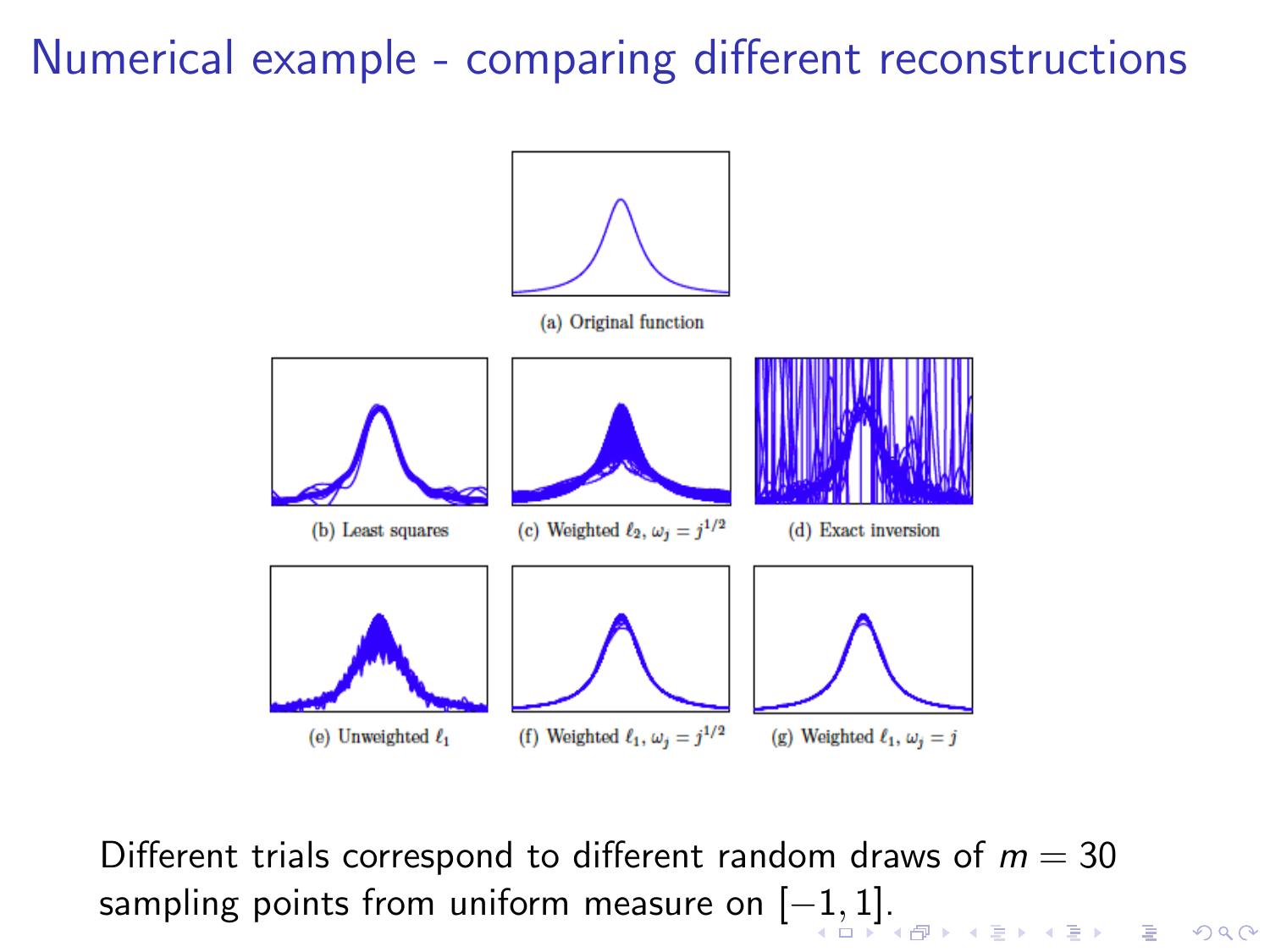# Numerical example - comparing different reconstructions

(a) Original function

(b) Least squares

(c) Weighted $\ell_2$, $\omega_j = j^{1/2}$

(d) Exact inversion

(e) Unweighted $\ell_1$

(f) Weighted $\ell_1$, $\omega_j = j^{1/2}$

(g) Weighted $\ell_1$, $\omega_j = j$

Different trials correspond to different random draws of $m = 30$ sampling points from uniform measure on $[-1, 1]$.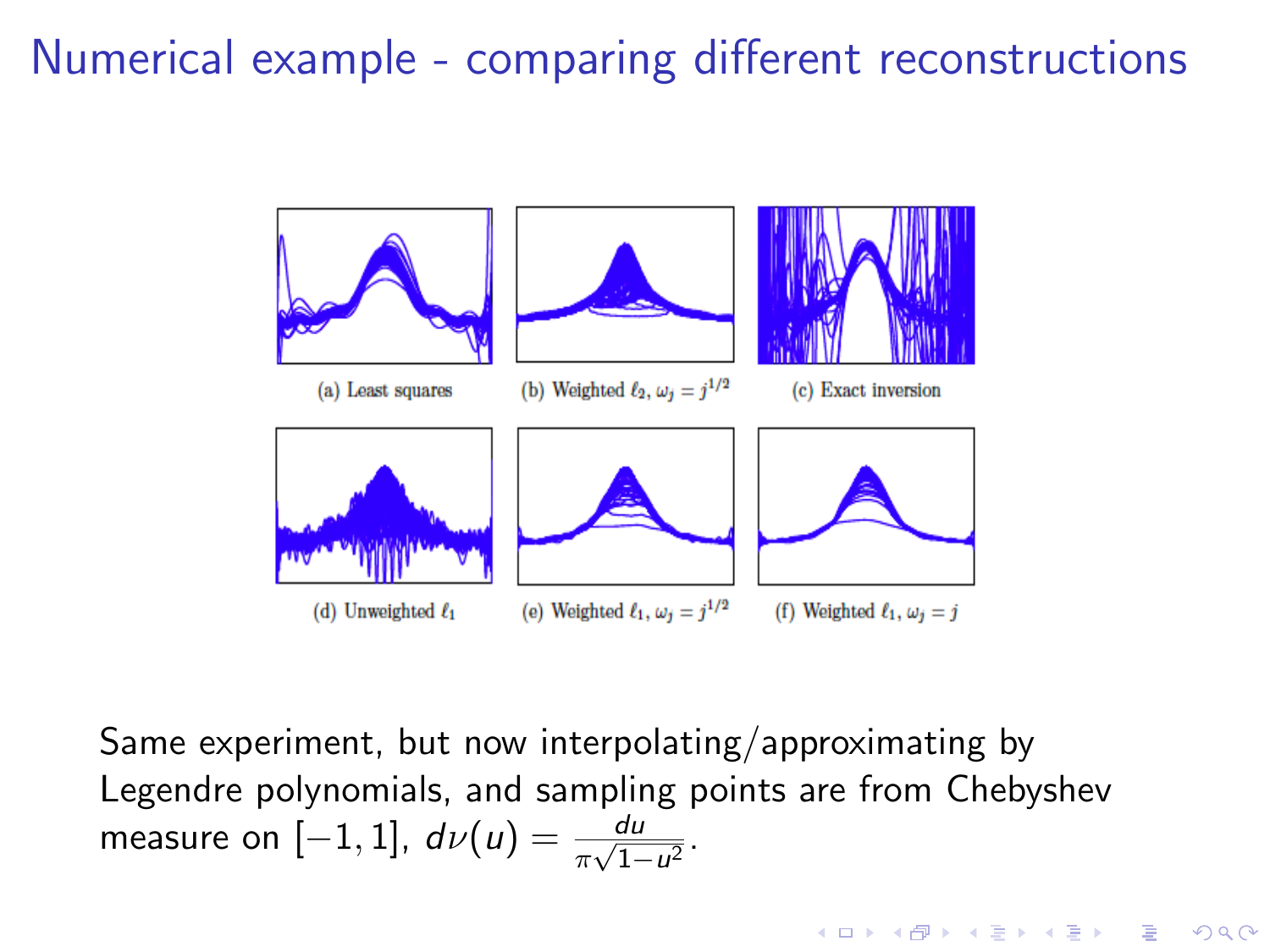# Numerical example - comparing different reconstructions

(a) Least squares

(b) Weighted $\ell_2$, $\omega_j = j^{1/2}$

(c) Exact inversion

(d) Unweighted $\ell_1$

(e) Weighted $\ell_1$, $\omega_j = j^{1/2}$

(f) Weighted $\ell_1$, $\omega_j = j$

Same experiment, but now interpolating/approximating by Legendre polynomials, and sampling points are from Chebyshev measure on $[-1, 1]$, $d\nu(u) = \frac{du}{\pi\sqrt{1-u^2}}$.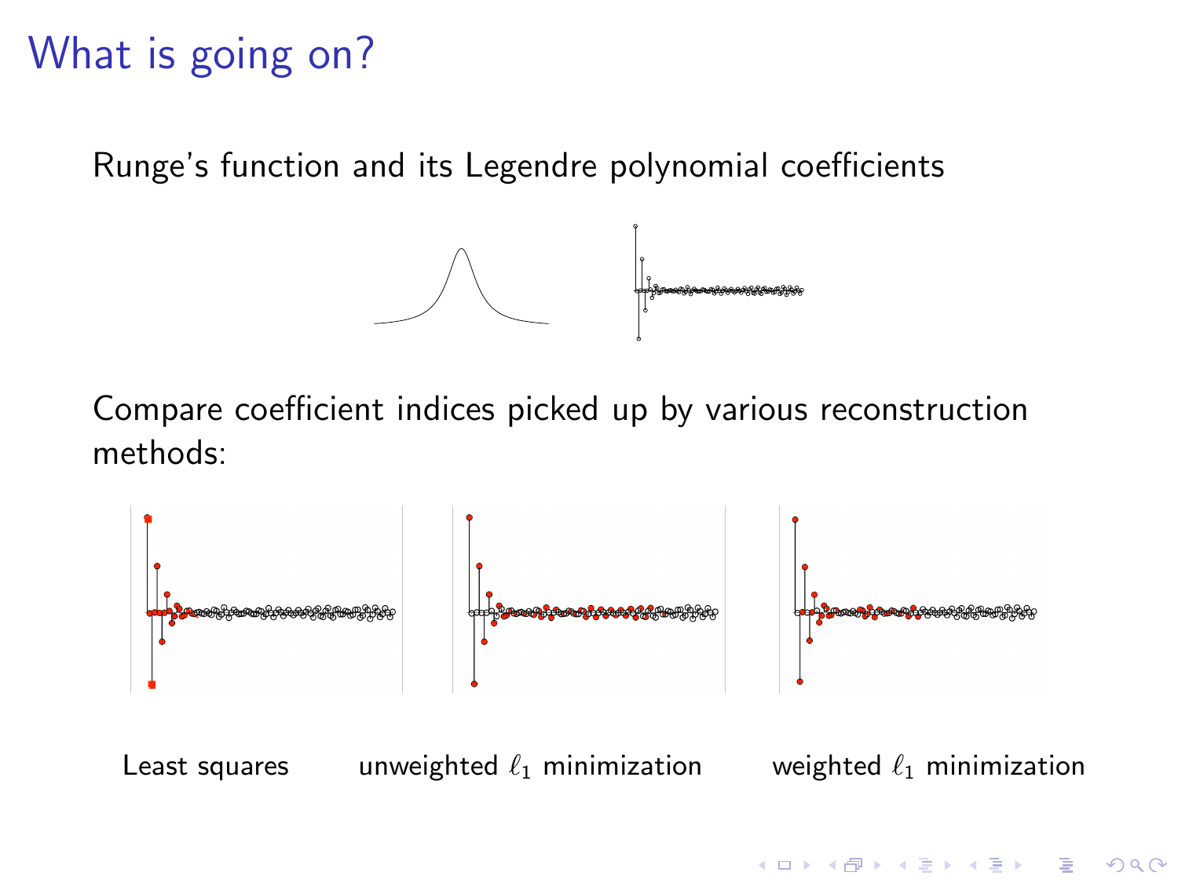# What is going on?

Runge's function and its Legendre polynomial coefficients

Compare coefficient indices picked up by various reconstruction methods:

Least squares        unweighted $\ell_1$ minimization        weighted $\ell_1$ minimization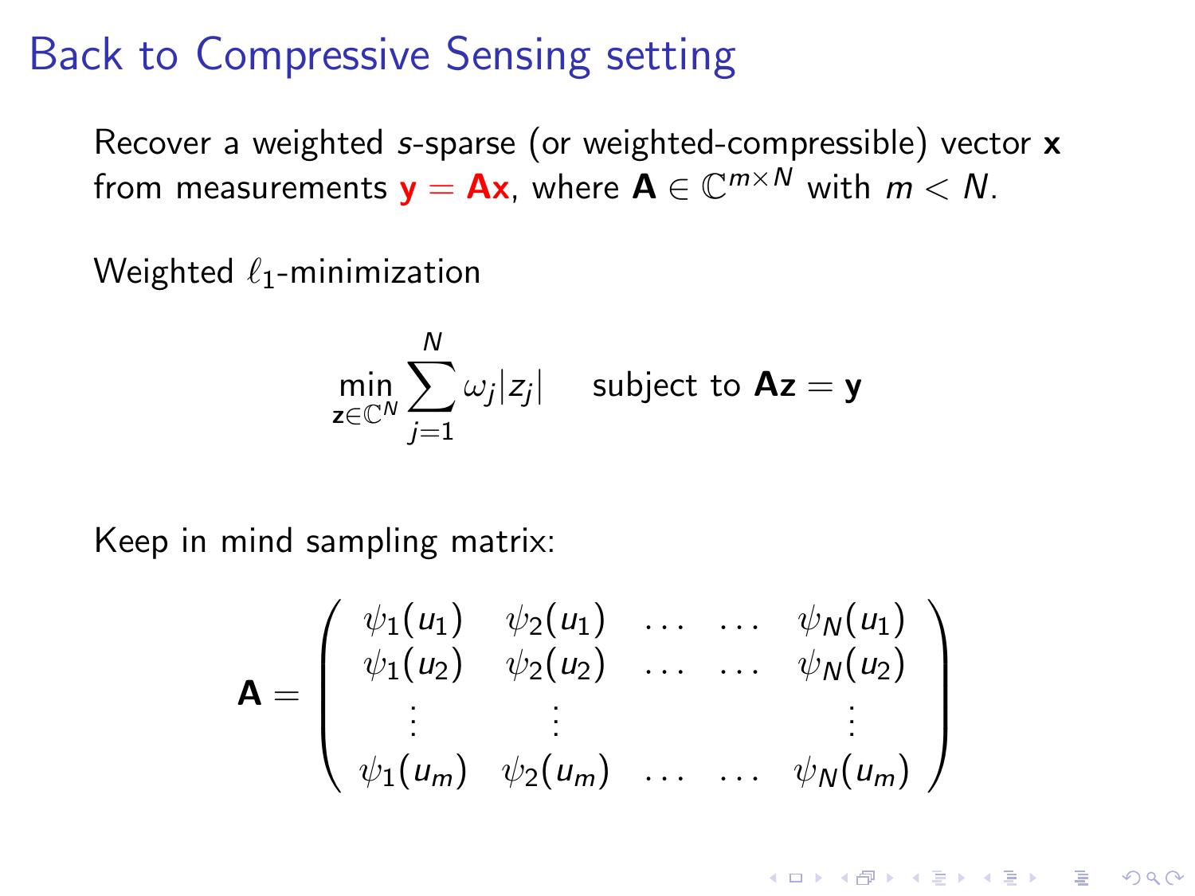# Back to Compressive Sensing setting

Recover a weighted $s$-sparse (or weighted-compressible) vector $\mathbf{x}$ from measurements $\mathbf{y} = \mathbf{A}\mathbf{x}$, where $\mathbf{A} \in \mathbb{C}^{m \times N}$ with $m < N$.

Weighted $\ell_1$-minimization

$$\min_{\mathbf{z} \in \mathbb{C}^N} \sum_{j=1}^{N} \omega_j |z_j| \quad \text{subject to } \mathbf{A}\mathbf{z} = \mathbf{y}$$

Keep in mind sampling matrix:

$$\mathbf{A} = \begin{pmatrix} \psi_1(u_1) & \psi_2(u_1) & \dots & \dots & \psi_N(u_1) \\ \psi_1(u_2) & \psi_2(u_2) & \dots & \dots & \psi_N(u_2) \\ \vdots & \vdots & & & \vdots \\ \psi_1(u_m) & \psi_2(u_m) & \dots & \dots & \psi_N(u_m) \end{pmatrix}$$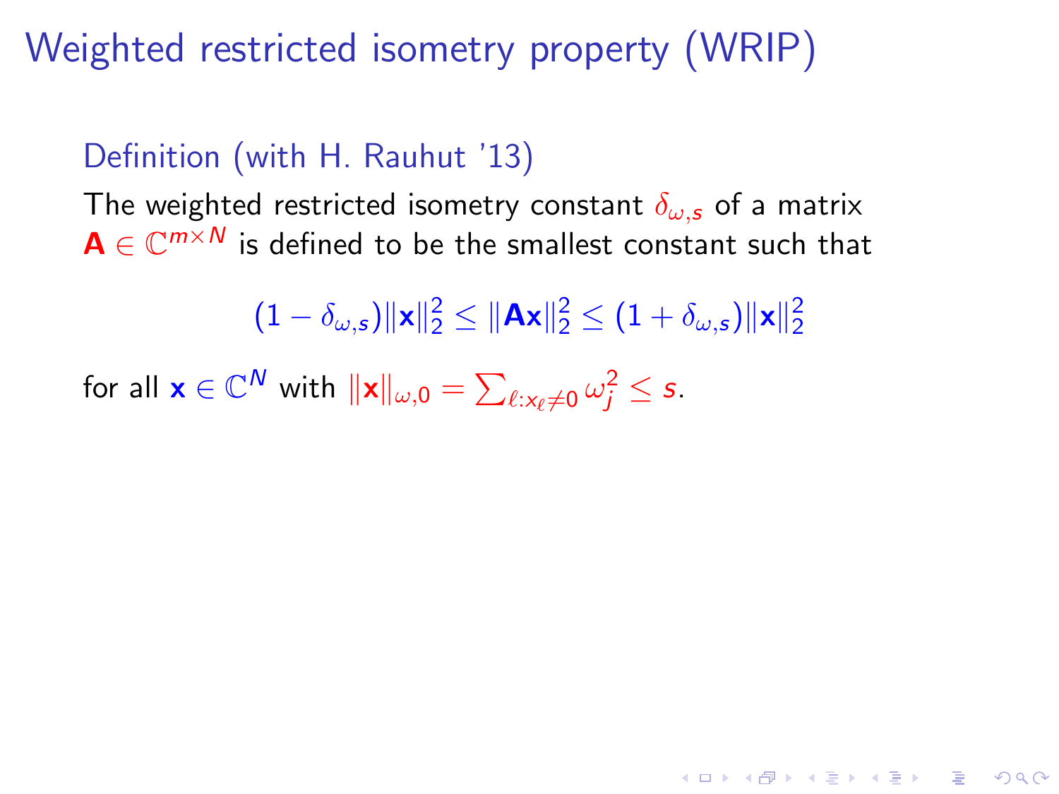# Weighted restricted isometry property (WRIP)

### Definition (with H. Rauhut '13)

The weighted restricted isometry constant $\delta_{\omega,s}$ of a matrix $\mathbf{A} \in \mathbb{C}^{m \times N}$ is defined to be the smallest constant such that

$$(1 - \delta_{\omega,s})\|\mathbf{x}\|_2^2 \leq \|\mathbf{A}\mathbf{x}\|_2^2 \leq (1 + \delta_{\omega,s})\|\mathbf{x}\|_2^2$$

for all $\mathbf{x} \in \mathbb{C}^N$ with $\|\mathbf{x}\|_{\omega,0} = \sum_{\ell: x_\ell \neq 0} \omega_j^2 \leq s$.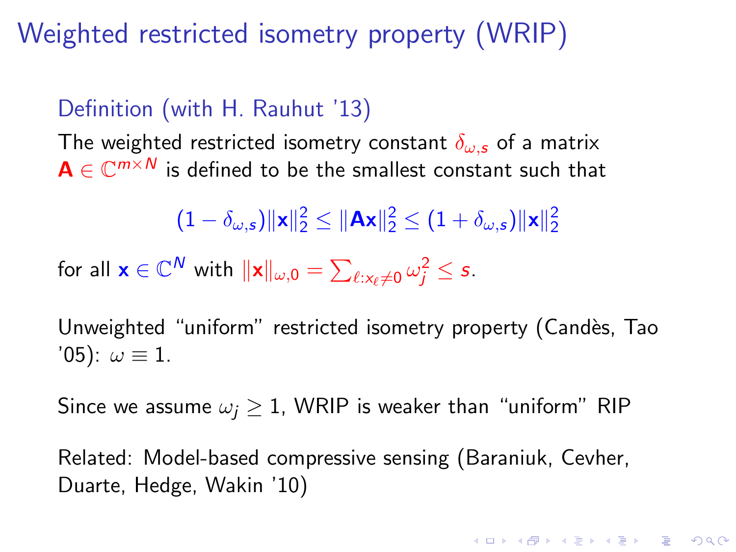# Weighted restricted isometry property (WRIP)

**Definition (with H. Rauhut '13)**

The weighted restricted isometry constant $\delta_{\omega,s}$ of a matrix $\mathbf{A} \in \mathbb{C}^{m \times N}$ is defined to be the smallest constant such that

$$(1 - \delta_{\omega,s})\|\mathbf{x}\|_2^2 \leq \|\mathbf{A}\mathbf{x}\|_2^2 \leq (1 + \delta_{\omega,s})\|\mathbf{x}\|_2^2$$

for all $\mathbf{x} \in \mathbb{C}^N$ with $\|\mathbf{x}\|_{\omega,0} = \sum_{\ell: x_\ell \neq 0} \omega_j^2 \leq s$.

Unweighted "uniform" restricted isometry property (Candès, Tao '05): $\omega \equiv 1$.

Since we assume $\omega_j \geq 1$, WRIP is weaker than "uniform" RIP

Related: Model-based compressive sensing (Baraniuk, Cevher, Duarte, Hedge, Wakin '10)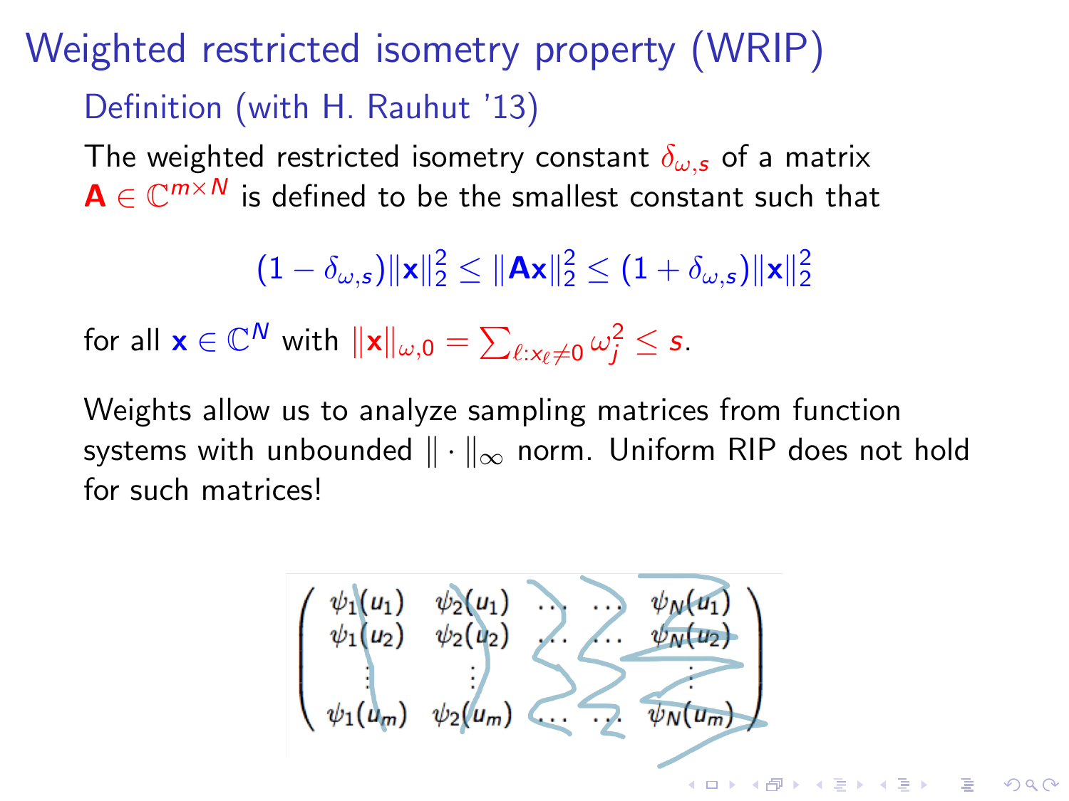# Weighted restricted isometry property (WRIP)

## Definition (with H. Rauhut '13)

The weighted restricted isometry constant $\delta_{\omega,s}$ of a matrix $\mathbf{A} \in \mathbb{C}^{m \times N}$ is defined to be the smallest constant such that

$$(1 - \delta_{\omega,s})\|\mathbf{x}\|_2^2 \leq \|\mathbf{A}\mathbf{x}\|_2^2 \leq (1 + \delta_{\omega,s})\|\mathbf{x}\|_2^2$$

for all $\mathbf{x} \in \mathbb{C}^N$ with $\|\mathbf{x}\|_{\omega,0} = \sum_{\ell : x_\ell \neq 0} \omega_j^2 \leq s$.

Weights allow us to analyze sampling matrices from function systems with unbounded $\| \cdot \|_\infty$ norm. Uniform RIP does not hold for such matrices!

$$\begin{pmatrix} \psi_1(u_1) & \psi_2(u_1) & \dots & \dots & \psi_N(u_1) \\ \psi_1(u_2) & \psi_2(u_2) & \dots & \dots & \psi_N(u_2) \\ \vdots & \vdots & & & \vdots \\ \psi_1(u_m) & \psi_2(u_m) & \dots & \dots & \psi_N(u_m) \end{pmatrix}$$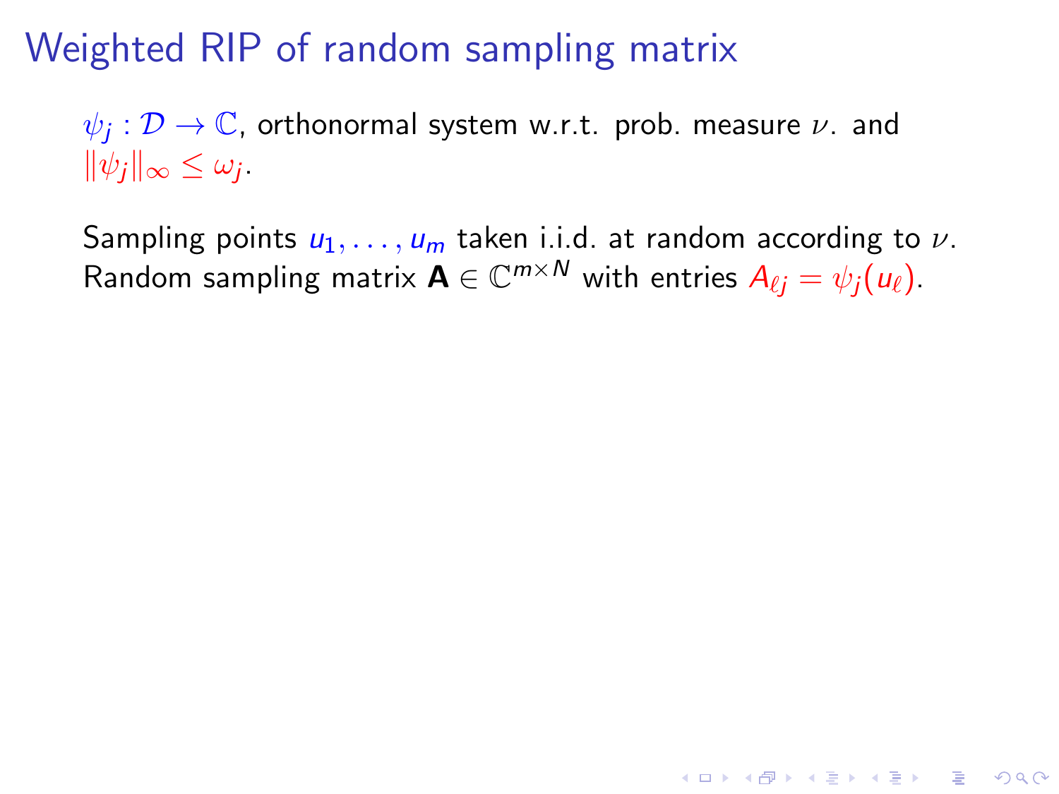# Weighted RIP of random sampling matrix

$\psi_j : \mathcal{D} \to \mathbb{C}$, orthonormal system w.r.t. prob. measure $\nu$. and $\|\psi_j\|_\infty \leq \omega_j$.

Sampling points $u_1, \ldots, u_m$ taken i.i.d. at random according to $\nu$. Random sampling matrix $\mathbf{A} \in \mathbb{C}^{m \times N}$ with entries $A_{\ell j} = \psi_j(u_\ell)$.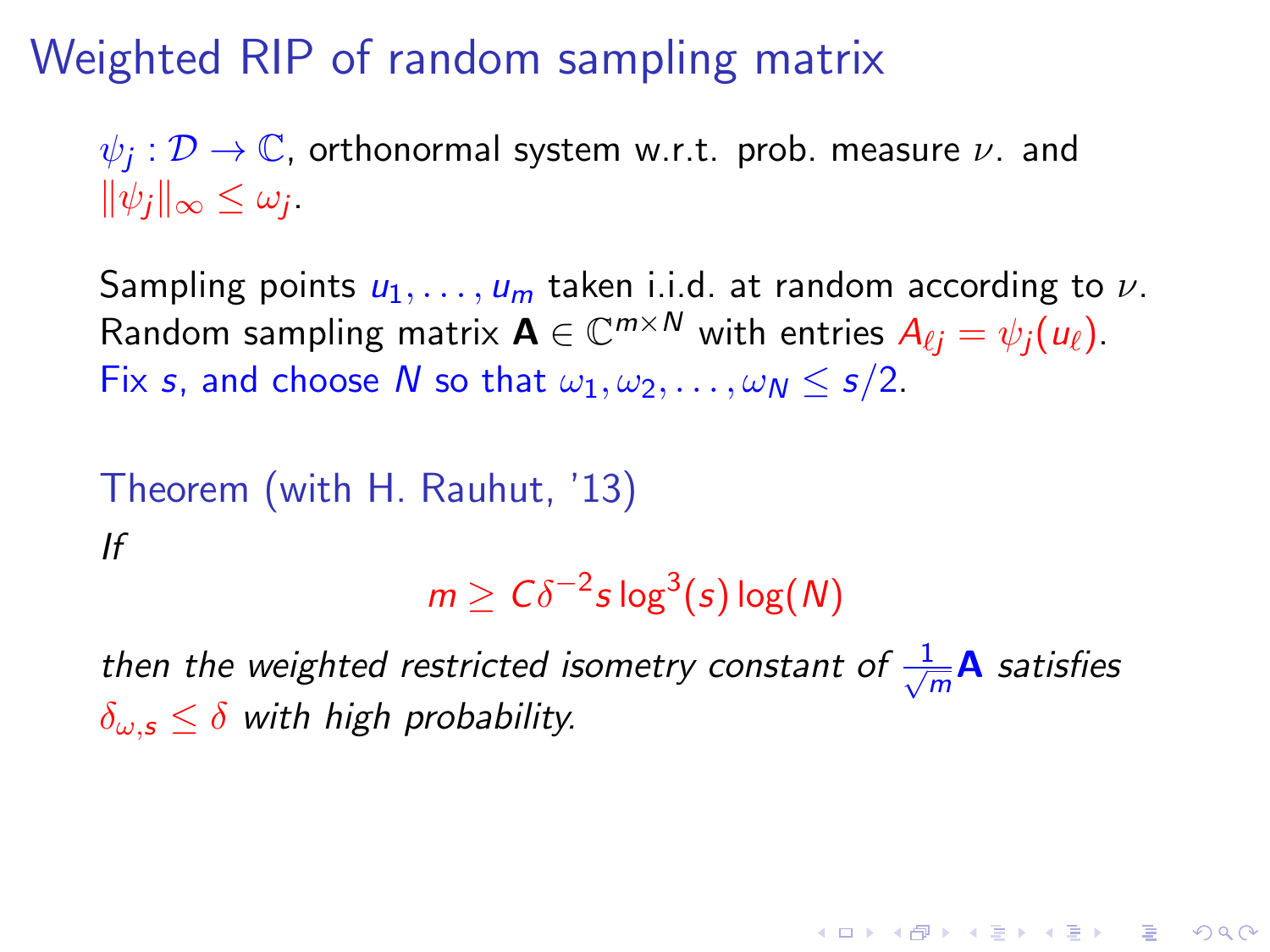# Weighted RIP of random sampling matrix

$\psi_j : \mathcal{D} \to \mathbb{C}$, orthonormal system w.r.t. prob. measure $\nu$. and $\|\psi_j\|_\infty \leq \omega_j$.

Sampling points $u_1, \ldots, u_m$ taken i.i.d. at random according to $\nu$.
Random sampling matrix $\mathbf{A} \in \mathbb{C}^{m \times N}$ with entries $A_{\ell j} = \psi_j(u_\ell)$.
Fix $s$, and choose $N$ so that $\omega_1, \omega_2, \ldots, \omega_N \leq s/2$.

Theorem (with H. Rauhut, '13)

*If*

$$m \geq C\delta^{-2} s \log^3(s) \log(N)$$

*then the weighted restricted isometry constant of* $\frac{1}{\sqrt{m}}\mathbf{A}$ *satisfies* $\delta_{\omega,s} \leq \delta$ *with high probability.*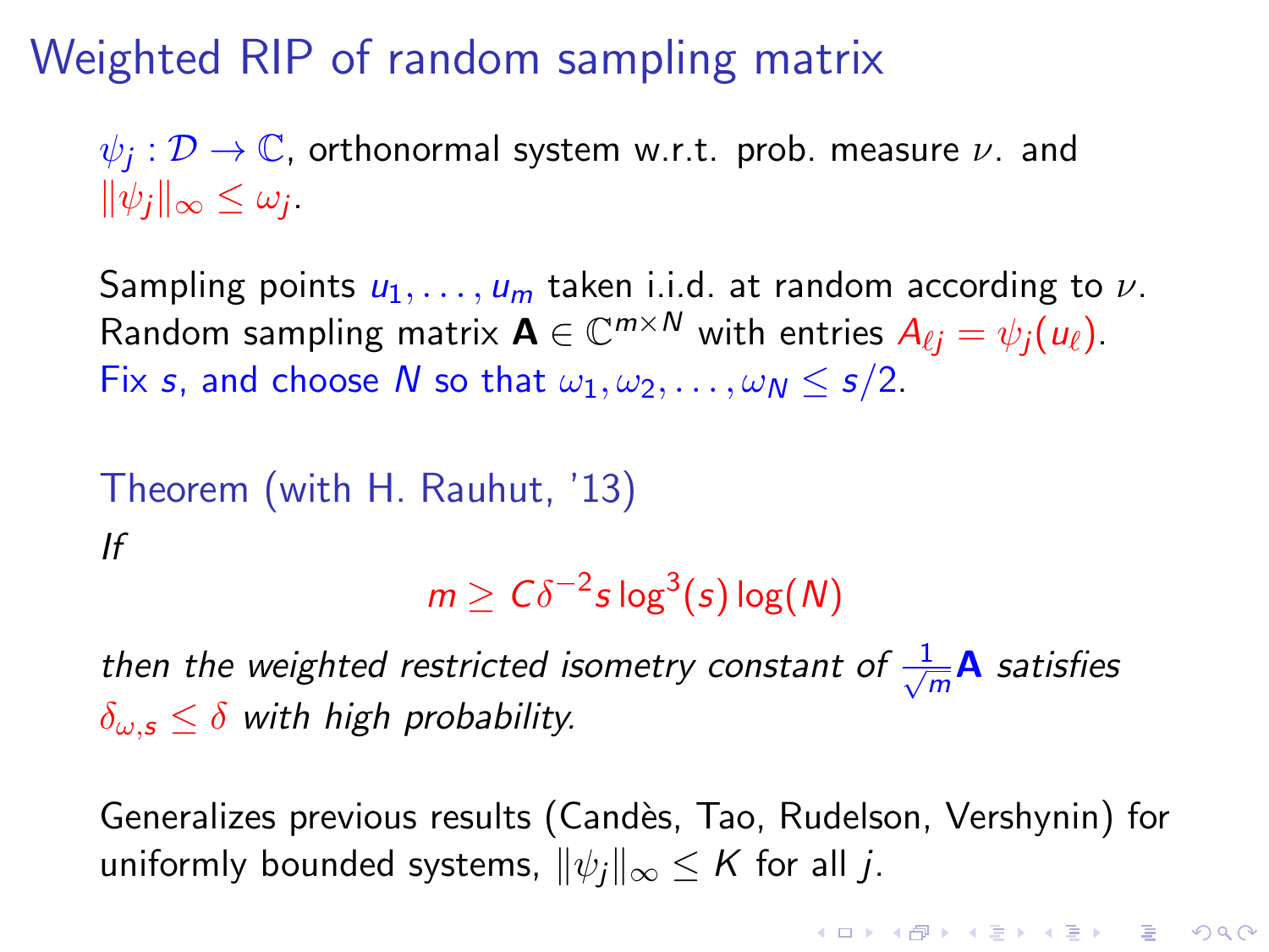# Weighted RIP of random sampling matrix

$\psi_j : \mathcal{D} \to \mathbb{C}$, orthonormal system w.r.t. prob. measure $\nu$. and $\|\psi_j\|_\infty \leq \omega_j$.

Sampling points $u_1, \ldots, u_m$ taken i.i.d. at random according to $\nu$. Random sampling matrix $\mathbf{A} \in \mathbb{C}^{m \times N}$ with entries $A_{\ell j} = \psi_j(u_\ell)$. Fix $s$, and choose $N$ so that $\omega_1, \omega_2, \ldots, \omega_N \leq s/2$.

**Theorem (with H. Rauhut, '13)**

*If*

$$m \geq C\delta^{-2} s \log^3(s) \log(N)$$

*then the weighted restricted isometry constant of* $\frac{1}{\sqrt{m}}\mathbf{A}$ *satisfies* $\delta_{\omega,s} \leq \delta$ *with high probability.*

Generalizes previous results (Candès, Tao, Rudelson, Vershynin) for uniformly bounded systems, $\|\psi_j\|_\infty \leq K$ for all $j$.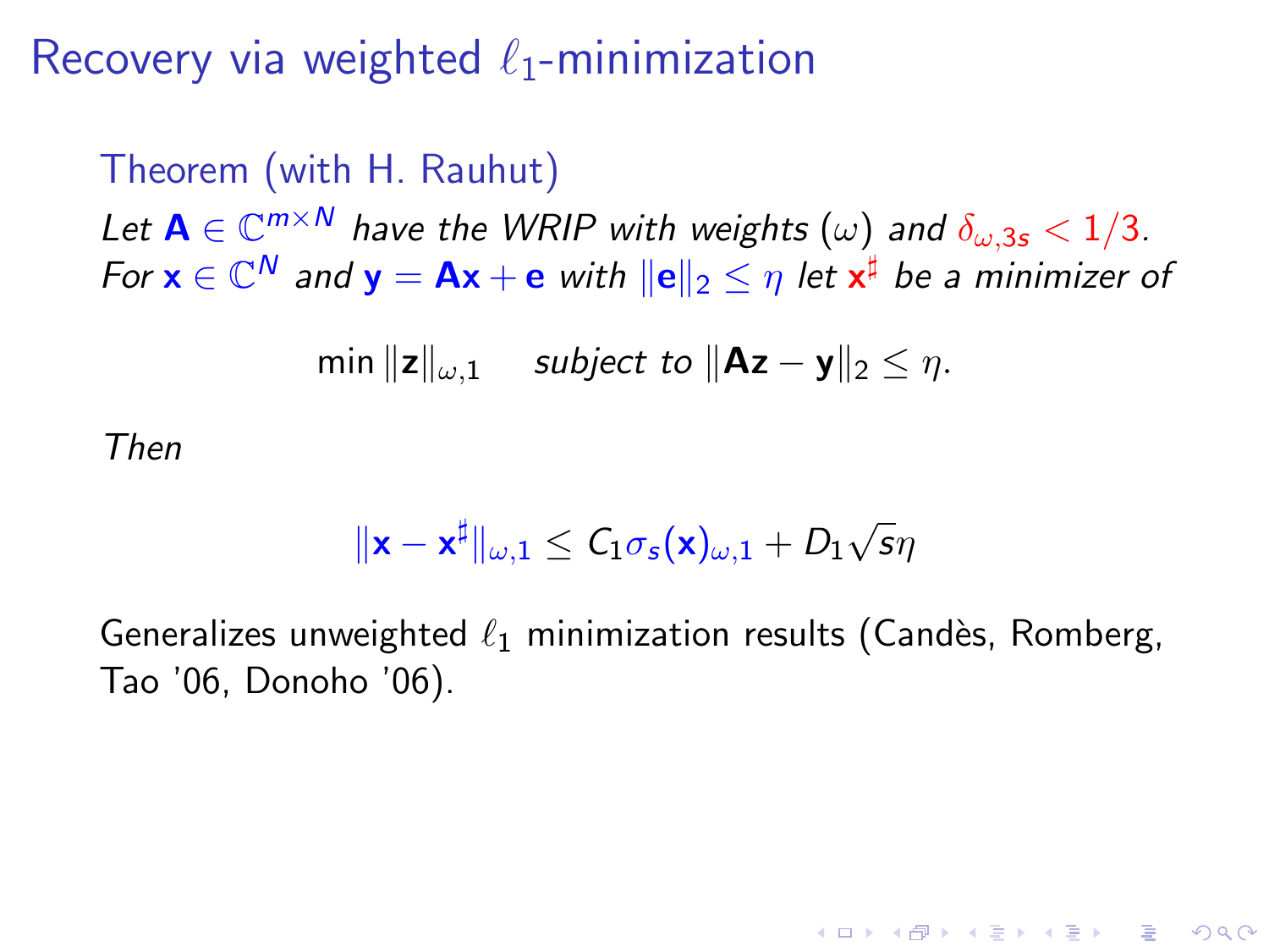# Recovery via weighted $\ell_1$-minimization

**Theorem (with H. Rauhut)**

*Let $\mathbf{A} \in \mathbb{C}^{m \times N}$ have the WRIP with weights $(\omega)$ and $\delta_{\omega,3s} < 1/3$. For $\mathbf{x} \in \mathbb{C}^N$ and $\mathbf{y} = \mathbf{A}\mathbf{x} + \mathbf{e}$ with $\|\mathbf{e}\|_2 \leq \eta$ let $\mathbf{x}^\sharp$ be a minimizer of*

$$\min \|\mathbf{z}\|_{\omega,1} \quad \text{subject to } \|\mathbf{A}\mathbf{z} - \mathbf{y}\|_2 \leq \eta.$$

*Then*

$$\|\mathbf{x} - \mathbf{x}^\sharp\|_{\omega,1} \leq C_1 \sigma_s(\mathbf{x})_{\omega,1} + D_1 \sqrt{s}\eta$$

Generalizes unweighted $\ell_1$ minimization results (Candès, Romberg, Tao '06, Donoho '06).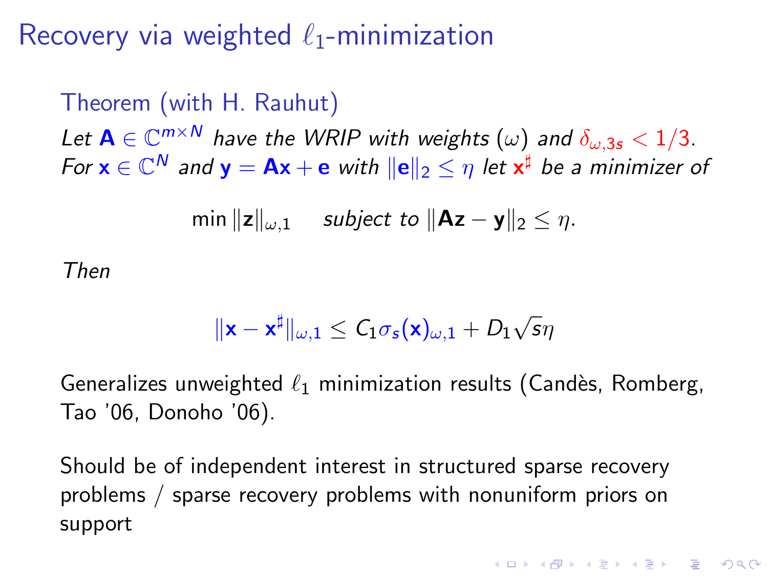# Recovery via weighted $\ell_1$-minimization

**Theorem (with H. Rauhut)**

*Let $\mathbf{A} \in \mathbb{C}^{m \times N}$ have the WRIP with weights $(\omega)$ and $\delta_{\omega,3s} < 1/3$. For $\mathbf{x} \in \mathbb{C}^N$ and $\mathbf{y} = \mathbf{A}\mathbf{x} + \mathbf{e}$ with $\|\mathbf{e}\|_2 \leq \eta$ let $\mathbf{x}^\sharp$ be a minimizer of*

$$\min \|\mathbf{z}\|_{\omega,1} \quad \text{subject to } \|\mathbf{A}\mathbf{z} - \mathbf{y}\|_2 \leq \eta.$$

*Then*

$$\|\mathbf{x} - \mathbf{x}^\sharp\|_{\omega,1} \leq C_1 \sigma_s(\mathbf{x})_{\omega,1} + D_1 \sqrt{s}\eta$$

Generalizes unweighted $\ell_1$ minimization results (Candès, Romberg, Tao '06, Donoho '06).

Should be of independent interest in structured sparse recovery problems / sparse recovery problems with nonuniform priors on support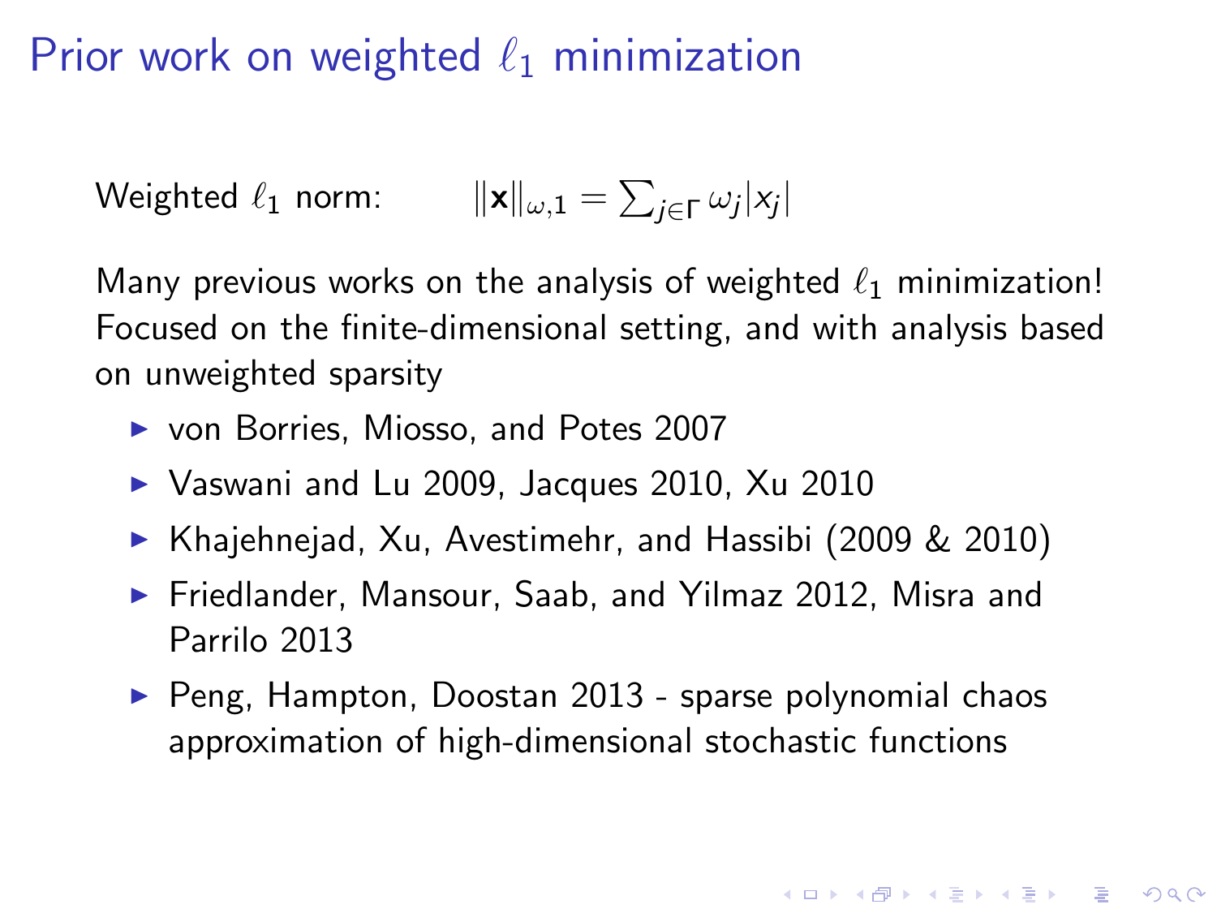# Prior work on weighted $\ell_1$ minimization

Weighted $\ell_1$ norm: $\|\mathbf{x}\|_{\omega,1} = \sum_{j \in \Gamma} \omega_j |x_j|$

Many previous works on the analysis of weighted $\ell_1$ minimization! Focused on the finite-dimensional setting, and with analysis based on unweighted sparsity

- von Borries, Miosso, and Potes 2007
- Vaswani and Lu 2009, Jacques 2010, Xu 2010
- Khajehnejad, Xu, Avestimehr, and Hassibi (2009 & 2010)
- Friedlander, Mansour, Saab, and Yilmaz 2012, Misra and Parrilo 2013
- Peng, Hampton, Doostan 2013 - sparse polynomial chaos approximation of high-dimensional stochastic functions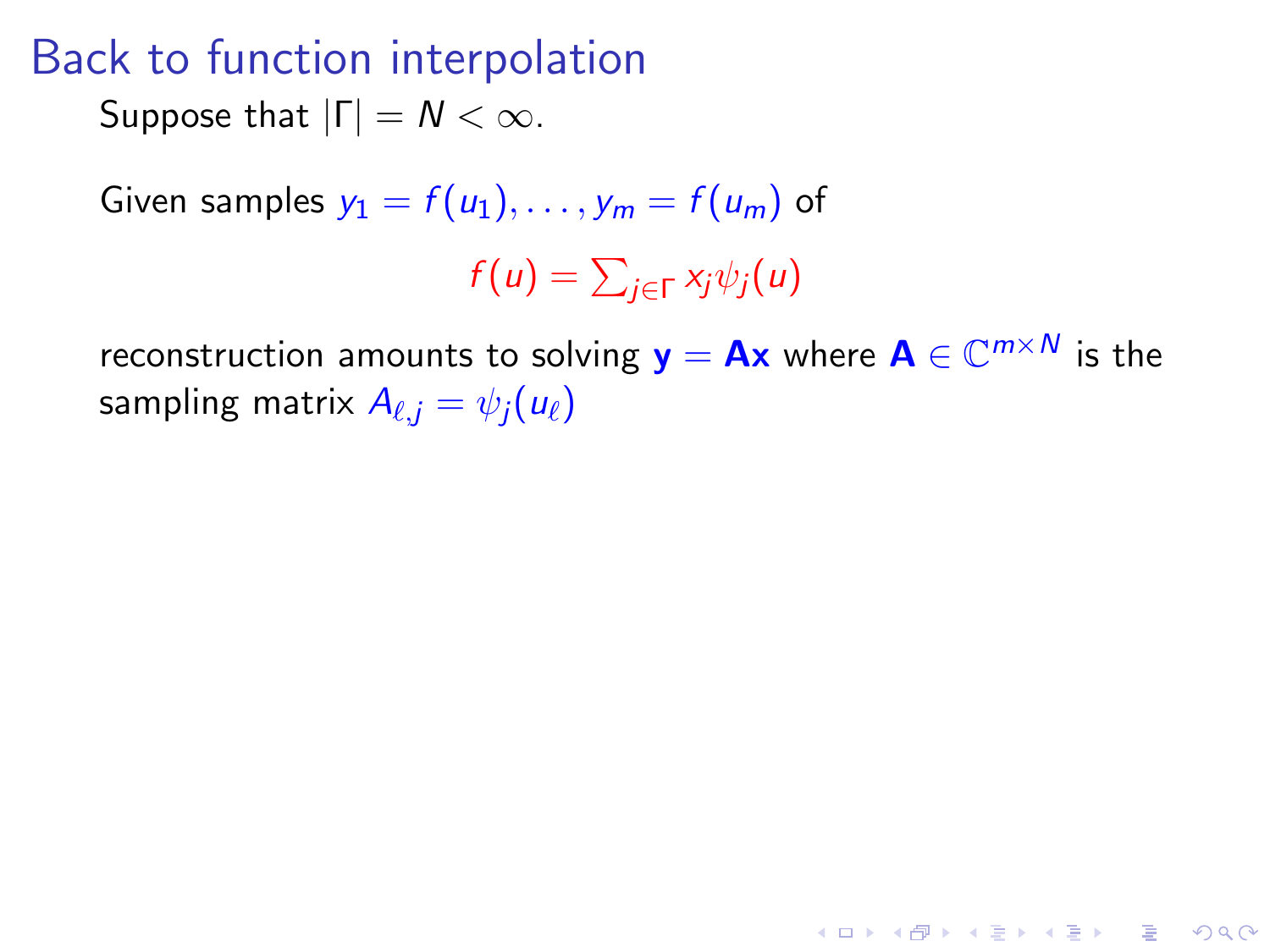# Back to function interpolation

Suppose that $|\Gamma| = N < \infty$.

Given samples $y_1 = f(u_1), \ldots, y_m = f(u_m)$ of

$$f(u) = \sum_{j \in \Gamma} x_j \psi_j(u)$$

reconstruction amounts to solving $\mathbf{y} = \mathbf{A}\mathbf{x}$ where $\mathbf{A} \in \mathbb{C}^{m \times N}$ is the sampling matrix $A_{\ell,j} = \psi_j(u_\ell)$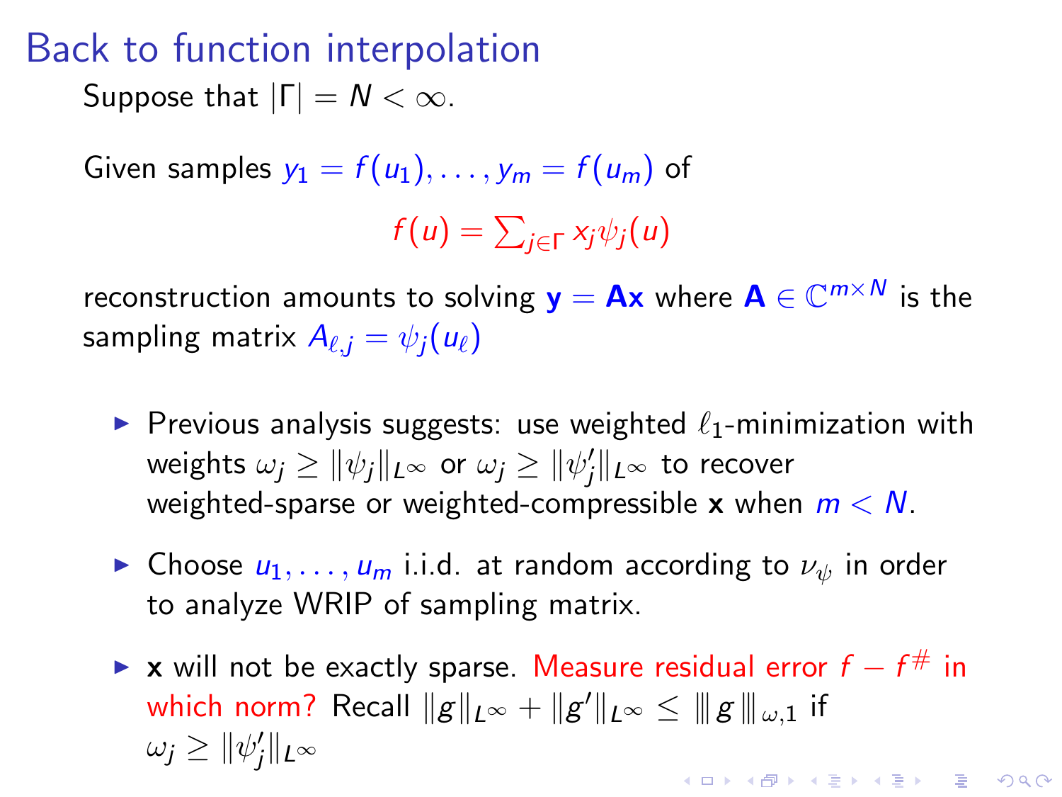# Back to function interpolation

Suppose that $|\Gamma| = N < \infty$.

Given samples $y_1 = f(u_1), \dots, y_m = f(u_m)$ of

$$f(u) = \sum_{j \in \Gamma} x_j \psi_j(u)$$

reconstruction amounts to solving $\mathbf{y} = \mathbf{A}\mathbf{x}$ where $\mathbf{A} \in \mathbb{C}^{m \times N}$ is the sampling matrix $A_{\ell,j} = \psi_j(u_\ell)$

- Previous analysis suggests: use weighted $\ell_1$-minimization with weights $\omega_j \geq \|\psi_j\|_{L^\infty}$ or $\omega_j \geq \|\psi_j'\|_{L^\infty}$ to recover weighted-sparse or weighted-compressible $\mathbf{x}$ when $m < N$.
- Choose $u_1, \dots, u_m$ i.i.d. at random according to $\nu_\psi$ in order to analyze WRIP of sampling matrix.
- $\mathbf{x}$ will not be exactly sparse. Measure residual error $f - f^\#$ in which norm? Recall $\|g\|_{L^\infty} + \|g'\|_{L^\infty} \leq |\!|\!| g |\!|\!|_{\omega,1}$ if $\omega_j \geq \|\psi_j'\|_{L^\infty}$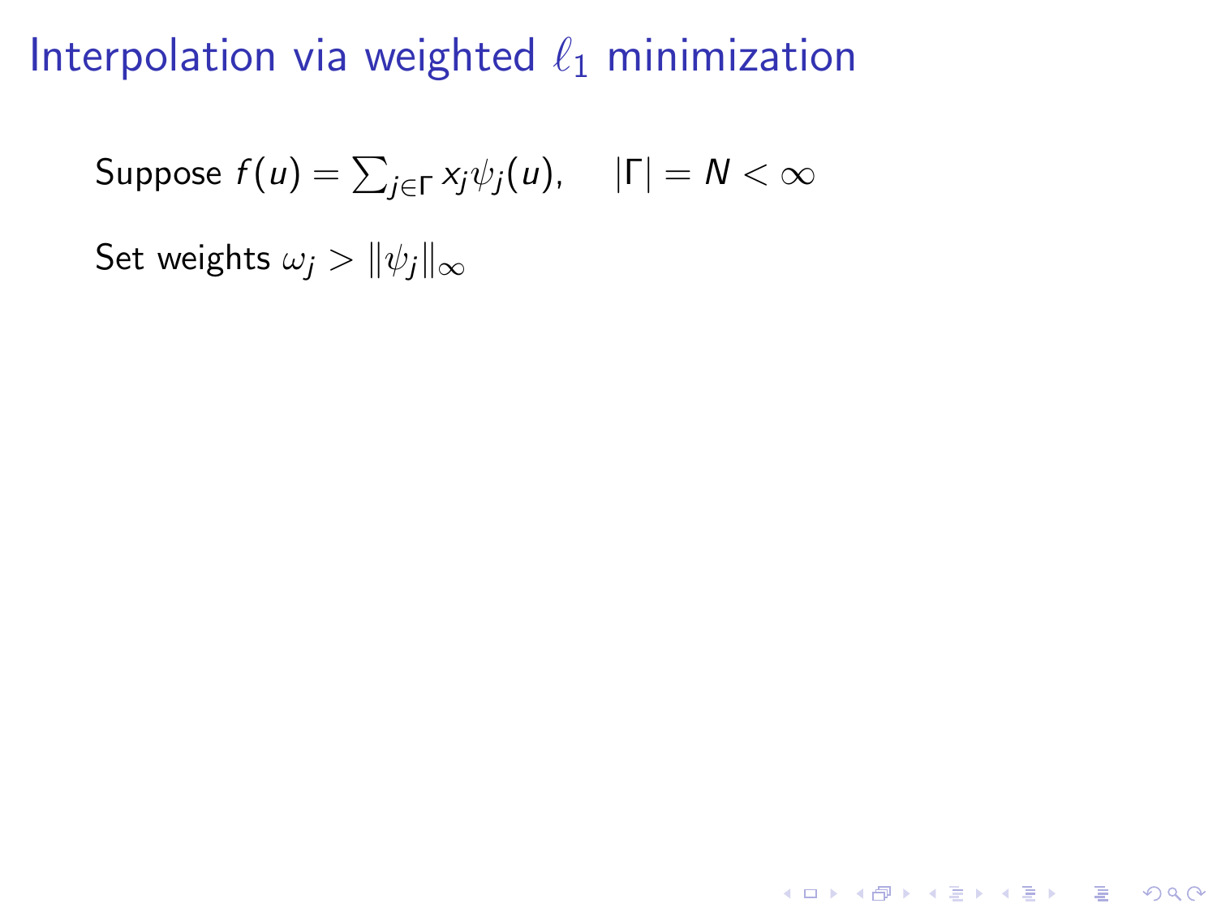# Interpolation via weighted $\ell_1$ minimization

Suppose $f(u) = \sum_{j \in \Gamma} x_j \psi_j(u), \quad |\Gamma| = N < \infty$

Set weights $\omega_j > \|\psi_j\|_\infty$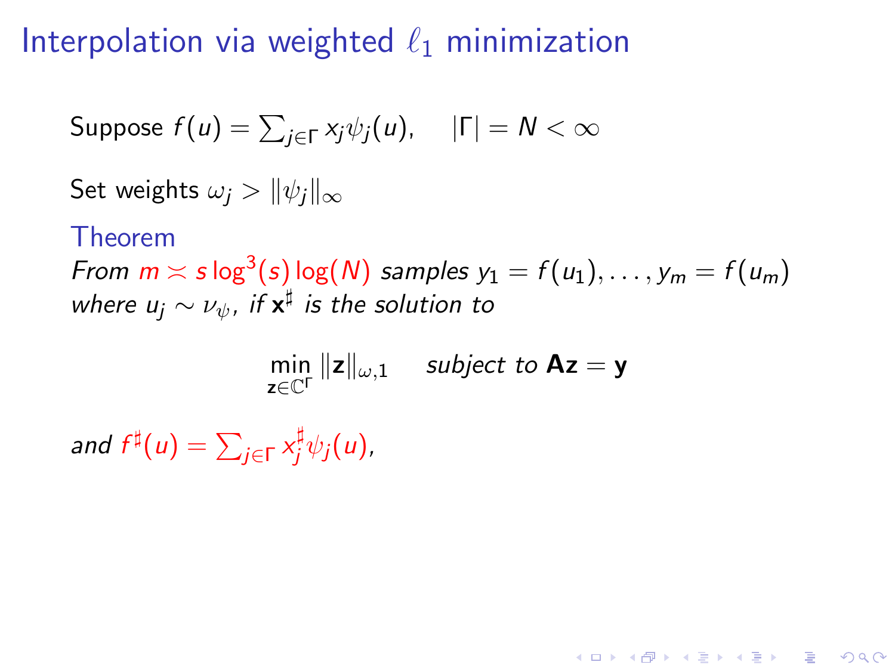# Interpolation via weighted $\ell_1$ minimization

Suppose $f(u) = \sum_{j \in \Gamma} x_j \psi_j(u), \quad |\Gamma| = N < \infty$

Set weights $\omega_j > \|\psi_j\|_\infty$

**Theorem**

*From $m \asymp s \log^3(s) \log(N)$ samples $y_1 = f(u_1), \ldots, y_m = f(u_m)$ where $u_j \sim \nu_\psi$, if $\mathbf{x}^\sharp$ is the solution to*

$$\min_{\mathbf{z} \in \mathbb{C}^\Gamma} \|\mathbf{z}\|_{\omega,1} \quad \textit{subject to } \mathbf{A}\mathbf{z} = \mathbf{y}$$

*and $f^\sharp(u) = \sum_{j \in \Gamma} x_j^\sharp \psi_j(u)$,*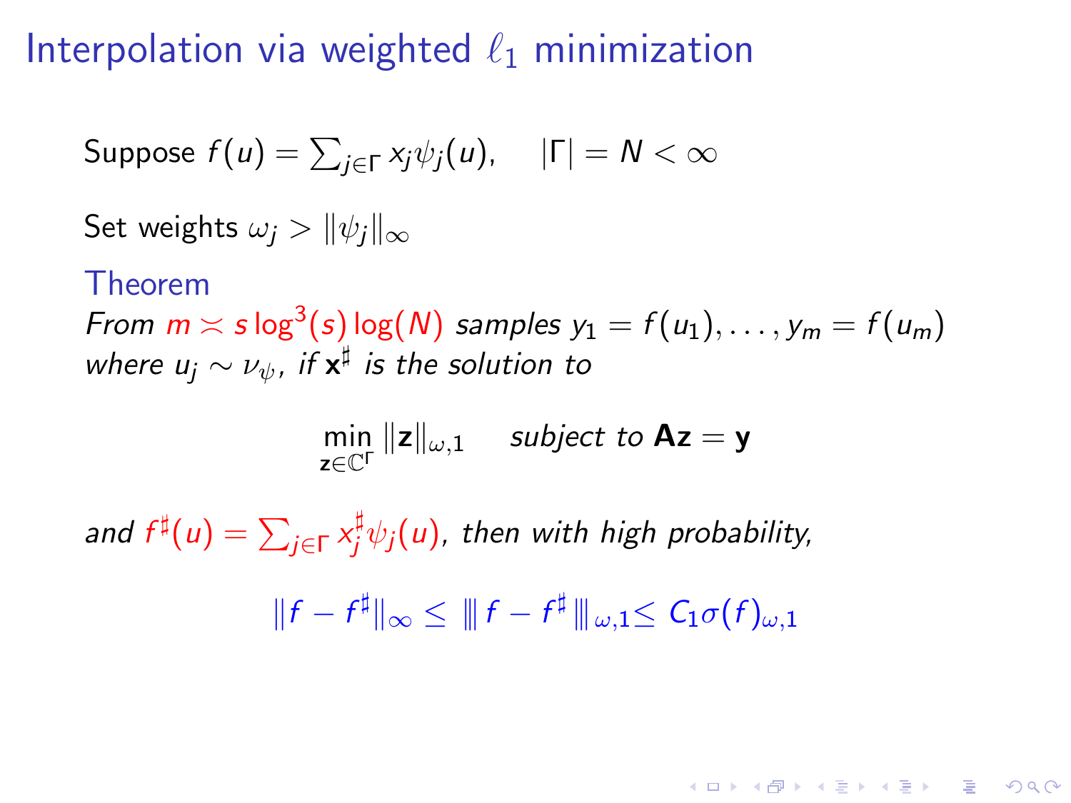# Interpolation via weighted $\ell_1$ minimization

Suppose $f(u) = \sum_{j \in \Gamma} x_j \psi_j(u), \quad |\Gamma| = N < \infty$

Set weights $\omega_j > \|\psi_j\|_\infty$

**Theorem**

*From $m \asymp s \log^3(s) \log(N)$ samples $y_1 = f(u_1), \ldots, y_m = f(u_m)$ where $u_j \sim \nu_\psi$, if $\mathbf{x}^\sharp$ is the solution to*

$$\min_{\mathbf{z} \in \mathbb{C}^\Gamma} \|\mathbf{z}\|_{\omega,1} \quad \text{subject to } \mathbf{A}\mathbf{z} = \mathbf{y}$$

*and $f^\sharp(u) = \sum_{j \in \Gamma} x_j^\sharp \psi_j(u)$, then with high probability,*

$$\|f - f^\sharp\|_\infty \leq \|\| f - f^\sharp \|\|_{\omega,1} \leq C_1 \sigma(f)_{\omega,1}$$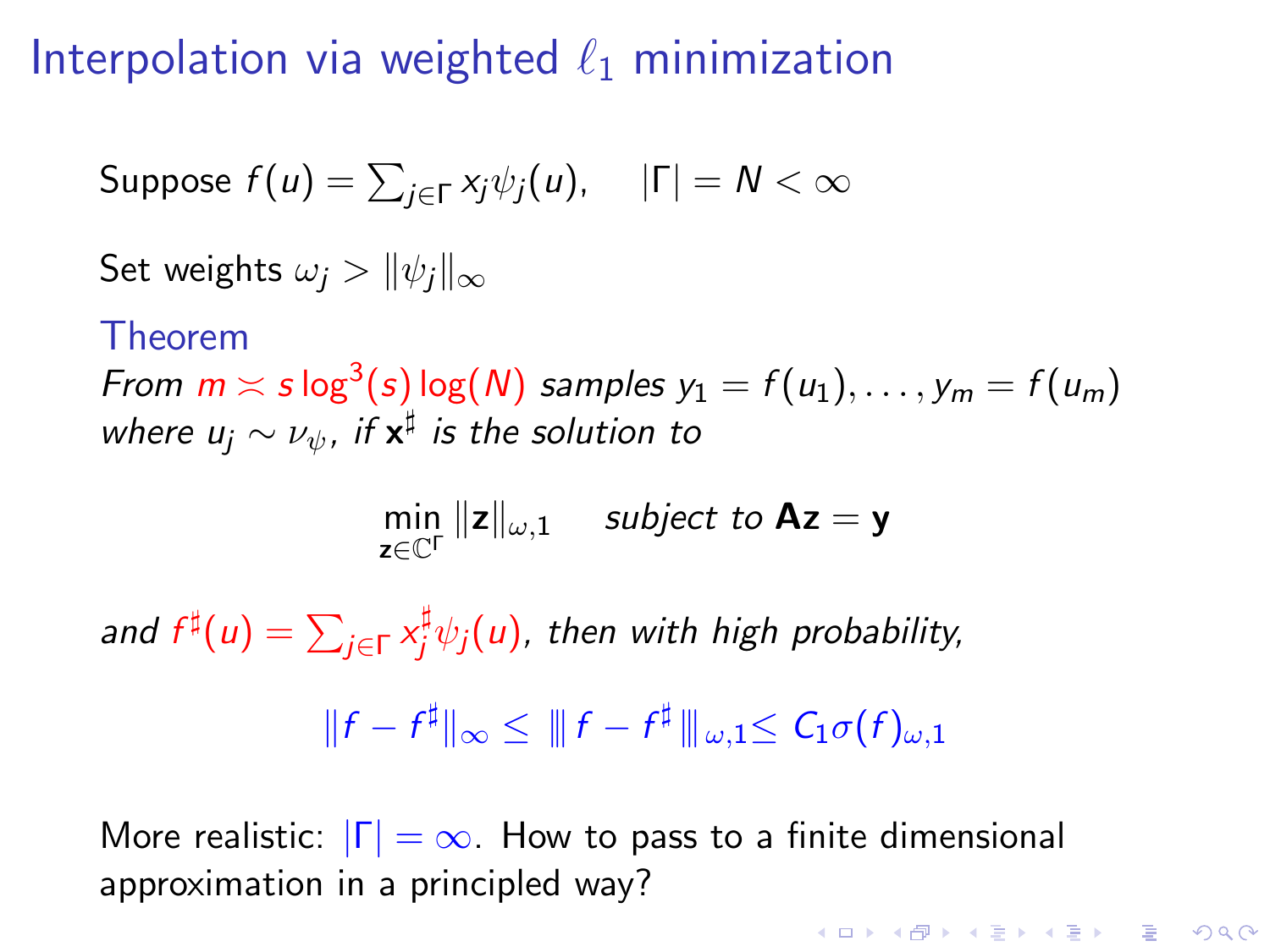# Interpolation via weighted $\ell_1$ minimization

Suppose $f(u) = \sum_{j \in \Gamma} x_j \psi_j(u), \quad |\Gamma| = N < \infty$

Set weights $\omega_j > \|\psi_j\|_\infty$

**Theorem**

*From $m \asymp s \log^3(s) \log(N)$ samples $y_1 = f(u_1), \ldots, y_m = f(u_m)$ where $u_j \sim \nu_\psi$, if $\mathbf{x}^\sharp$ is the solution to*

$$\min_{\mathbf{z} \in \mathbb{C}^\Gamma} \|\mathbf{z}\|_{\omega,1} \quad \textit{subject to } \mathbf{A}\mathbf{z} = \mathbf{y}$$

*and $f^\sharp(u) = \sum_{j \in \Gamma} x_j^\sharp \psi_j(u)$, then with high probability,*

$$\|f - f^\sharp\|_\infty \leq \|\!| f - f^\sharp \|\!|_{\omega,1} \leq C_1 \sigma(f)_{\omega,1}$$

More realistic: $|\Gamma| = \infty$. How to pass to a finite dimensional approximation in a principled way?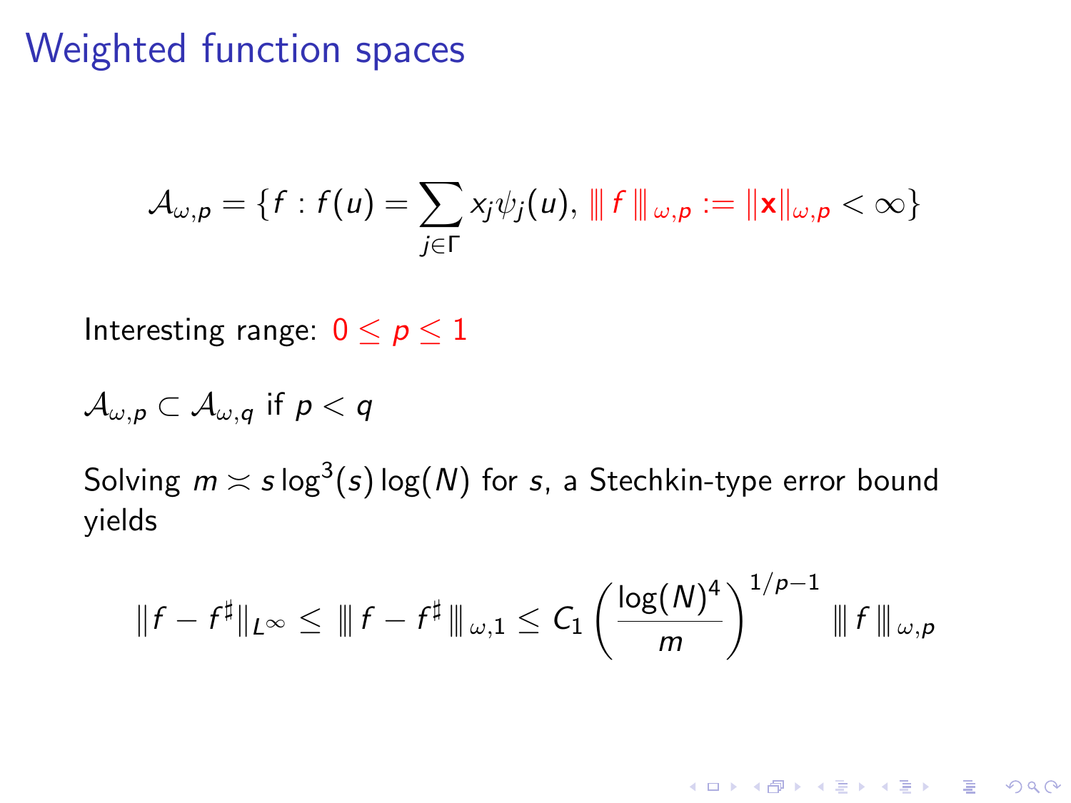# Weighted function spaces

$$\mathcal{A}_{\omega,p} = \{f : f(u) = \sum_{j \in \Gamma} x_j \psi_j(u), \; |||\, f \,|||_{\omega,p} := \|\mathbf{x}\|_{\omega,p} < \infty\}$$

Interesting range: $0 \leq p \leq 1$

$\mathcal{A}_{\omega,p} \subset \mathcal{A}_{\omega,q}$ if $p < q$

Solving $m \asymp s \log^3(s) \log(N)$ for $s$, a Stechkin-type error bound yields

$$\|f - f^\sharp\|_{L^\infty} \leq \; |||\, f - f^\sharp \,|||_{\omega,1} \leq C_1 \left( \frac{\log(N)^4}{m} \right)^{1/p-1} |||\, f \,|||_{\omega,p}$$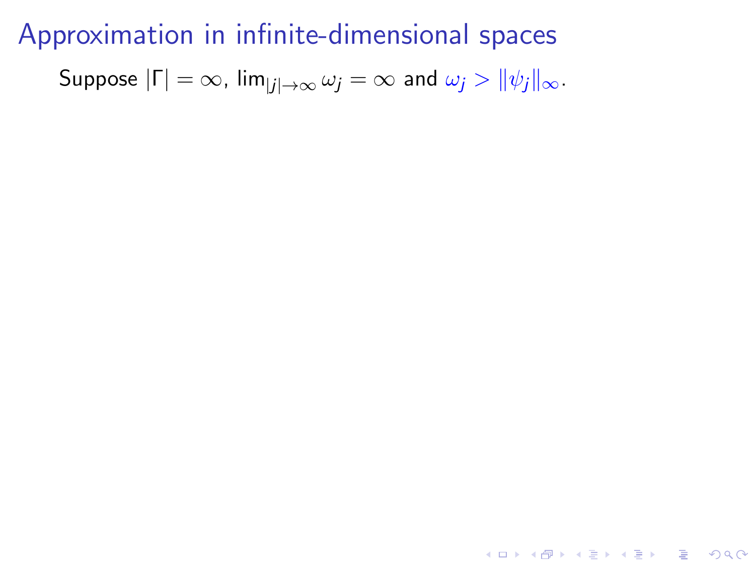# Approximation in infinite-dimensional spaces

Suppose $|\Gamma| = \infty$, $\lim_{|j| \to \infty} \omega_j = \infty$ and $\omega_j > \|\psi_j\|_\infty$.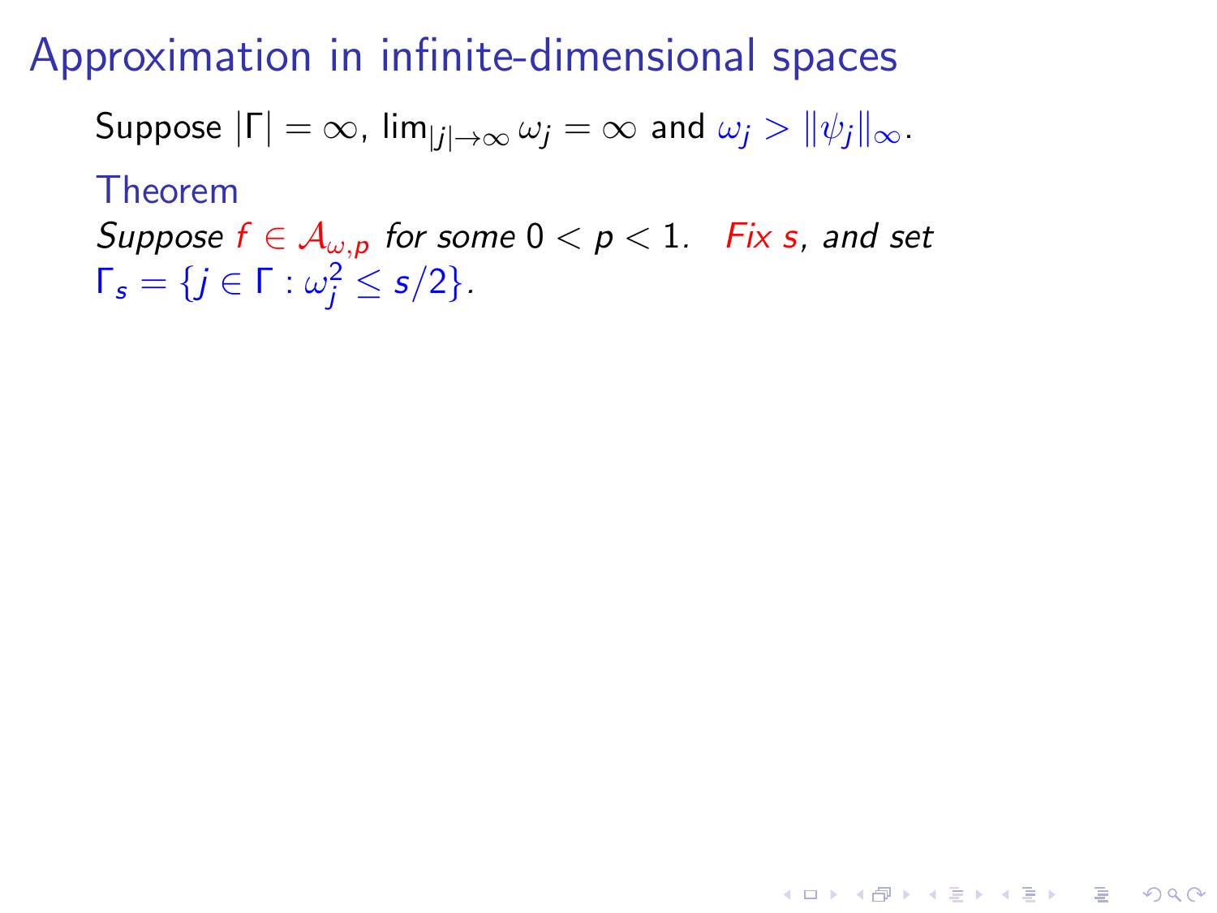# Approximation in infinite-dimensional spaces

Suppose $|\Gamma| = \infty$, $\lim_{|j|\to\infty} \omega_j = \infty$ and $\omega_j > \|\psi_j\|_\infty$.

**Theorem**

*Suppose $f \in \mathcal{A}_{\omega,p}$ for some $0 < p < 1$. Fix $s$, and set $\Gamma_s = \{j \in \Gamma : \omega_j^2 \leq s/2\}$.*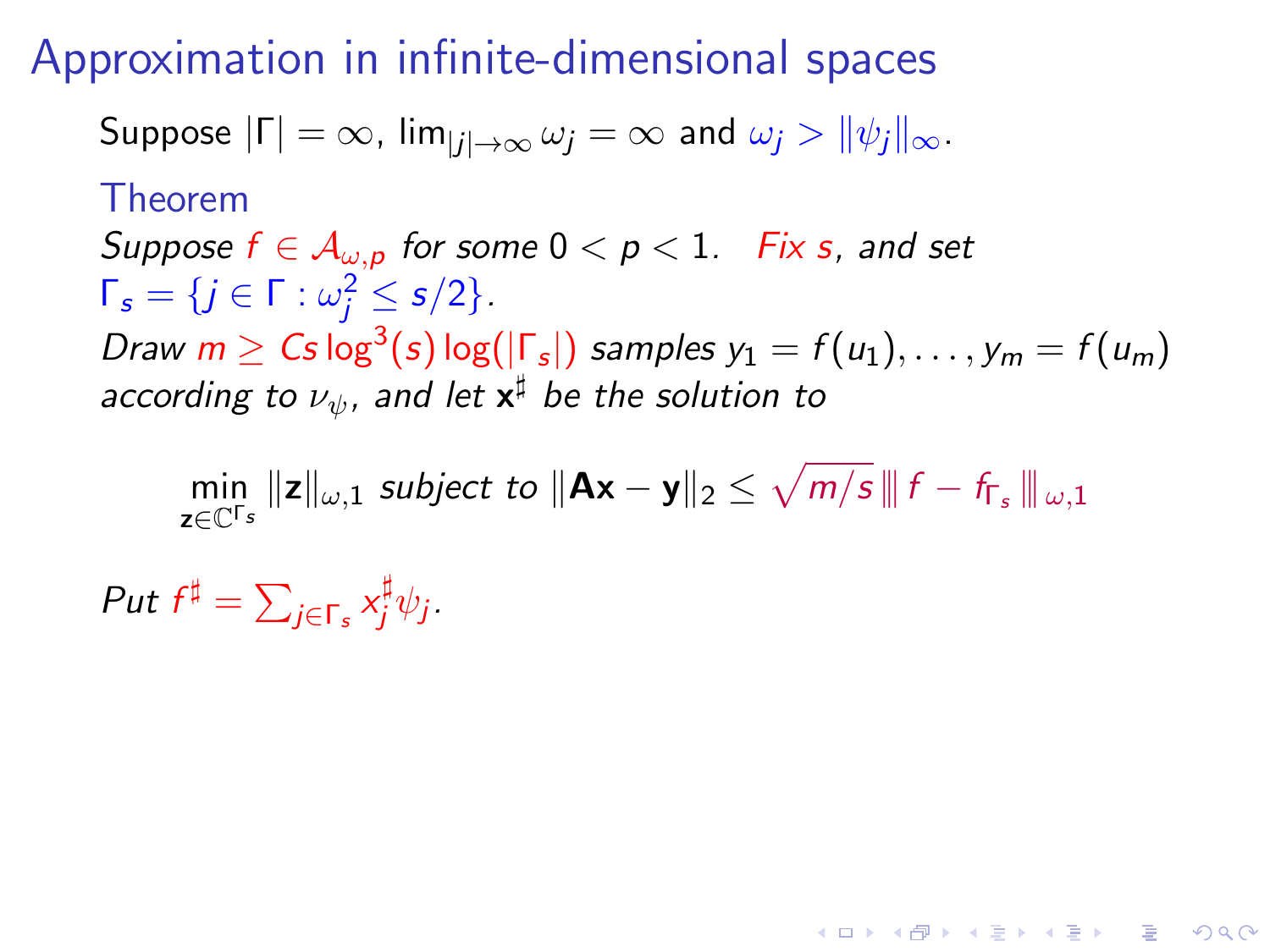# Approximation in infinite-dimensional spaces

Suppose $|\Gamma| = \infty$, $\lim_{|j|\to\infty} \omega_j = \infty$ and $\omega_j > \|\psi_j\|_\infty$.

**Theorem**

*Suppose $f \in \mathcal{A}_{\omega,p}$ for some $0 < p < 1$. Fix $s$, and set $\Gamma_s = \{j \in \Gamma : \omega_j^2 \leq s/2\}$.*
*Draw $m \geq Cs \log^3(s) \log(|\Gamma_s|)$ samples $y_1 = f(u_1), \ldots, y_m = f(u_m)$ according to $\nu_\psi$, and let $\mathbf{x}^\sharp$ be the solution to*

$$\min_{\mathbf{z}\in\mathbb{C}^{\Gamma_s}} \|\mathbf{z}\|_{\omega,1} \text{ subject to } \|\mathbf{A}\mathbf{x} - \mathbf{y}\|_2 \leq \sqrt{m/s}\, \|\!| f - f_{\Gamma_s} \|\!|_{\omega,1}$$

*Put $f^\sharp = \sum_{j\in\Gamma_s} x_j^\sharp \psi_j$.*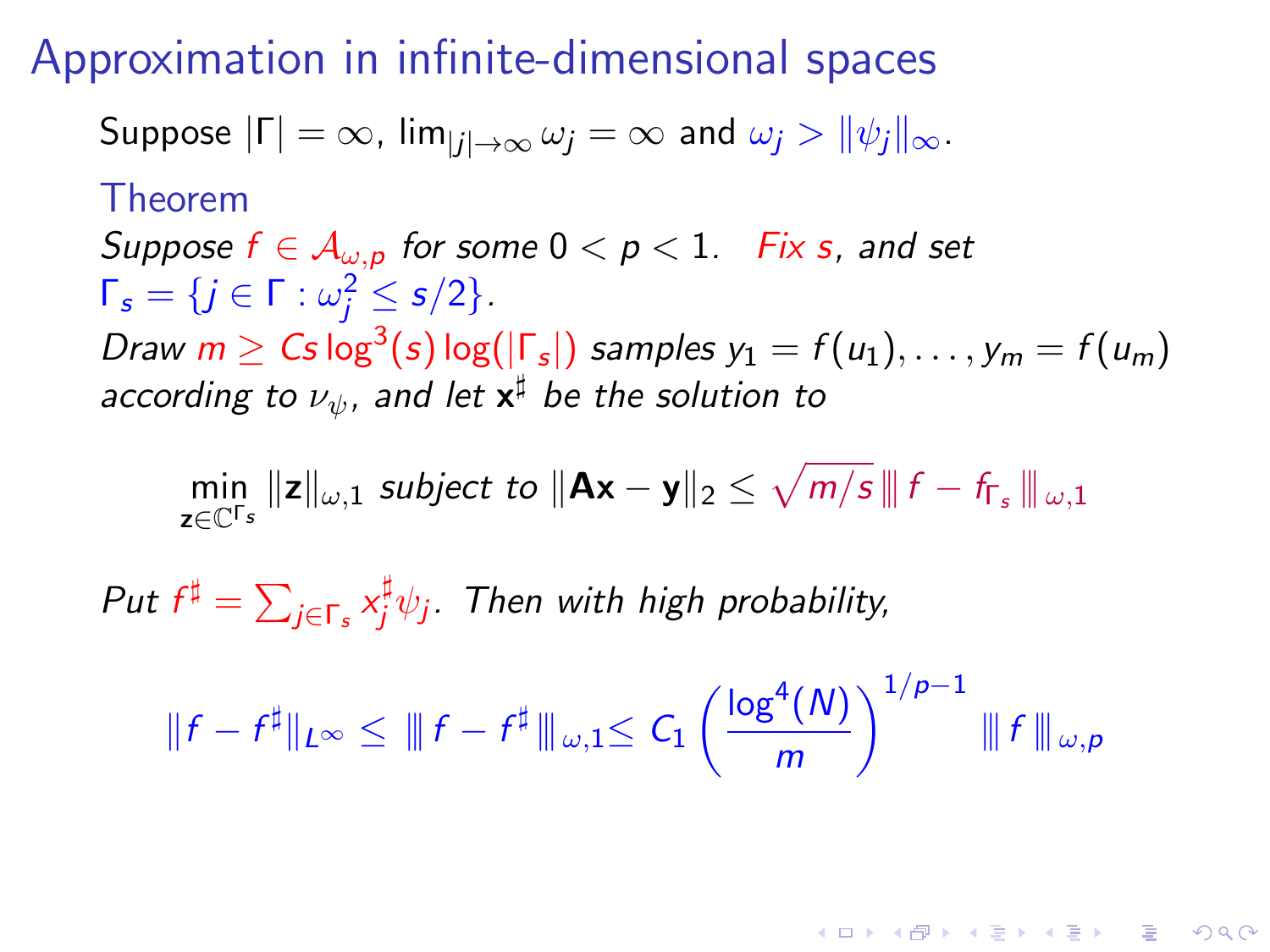# Approximation in infinite-dimensional spaces

Suppose $|\Gamma| = \infty$, $\lim_{|j|\to\infty} \omega_j = \infty$ and $\omega_j > \|\psi_j\|_\infty$.

**Theorem**

*Suppose $f \in \mathcal{A}_{\omega,p}$ for some $0 < p < 1$. Fix $s$, and set $\Gamma_s = \{j \in \Gamma : \omega_j^2 \leq s/2\}$.*
*Draw $m \geq Cs \log^3(s) \log(|\Gamma_s|)$ samples $y_1 = f(u_1), \ldots, y_m = f(u_m)$ according to $\nu_\psi$, and let $\mathbf{x}^\sharp$ be the solution to*

$$\min_{\mathbf{z} \in \mathbb{C}^{\Gamma_s}} \|\mathbf{z}\|_{\omega,1} \text{ subject to } \|\mathbf{A}\mathbf{x} - \mathbf{y}\|_2 \leq \sqrt{m/s}\, \||\, f - f_{\Gamma_s} \,\||_{\omega,1}$$

*Put $f^\sharp = \sum_{j\in\Gamma_s} x_j^\sharp \psi_j$. Then with high probability,*

$$\|f - f^\sharp\|_{L^\infty} \leq \||\, f - f^\sharp \,\||_{\omega,1} \leq C_1 \left(\frac{\log^4(N)}{m}\right)^{1/p-1} \||\, f \,\||_{\omega,p}$$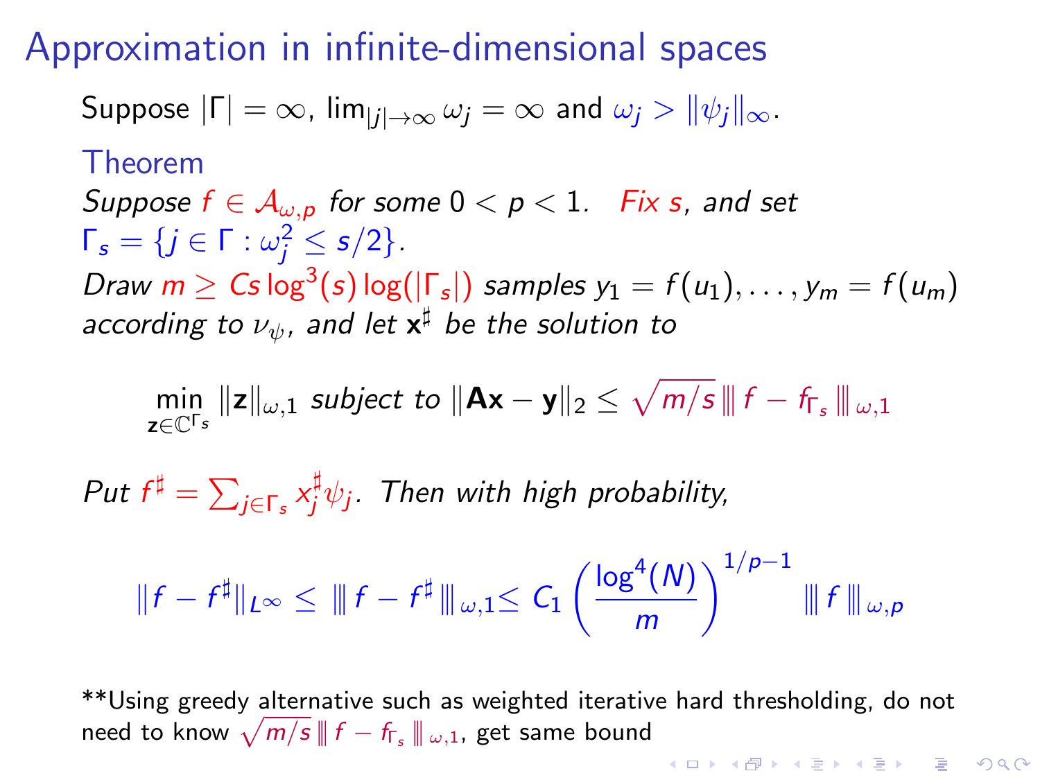# Approximation in infinite-dimensional spaces

Suppose $|\Gamma| = \infty$, $\lim_{|j|\to\infty} \omega_j = \infty$ and $\omega_j > \|\psi_j\|_\infty$.

**Theorem**

*Suppose $f \in \mathcal{A}_{\omega,p}$ for some $0 < p < 1$. Fix $s$, and set $\Gamma_s = \{j \in \Gamma : \omega_j^2 \leq s/2\}$.*
*Draw $m \geq Cs \log^3(s) \log(|\Gamma_s|)$ samples $y_1 = f(u_1), \ldots, y_m = f(u_m)$ according to $\nu_\psi$, and let $\mathbf{x}^\sharp$ be the solution to*

$$\min_{\mathbf{z}\in\mathbb{C}^{\Gamma_s}} \|\mathbf{z}\|_{\omega,1} \text{ subject to } \|\mathbf{Ax} - \mathbf{y}\|_2 \leq \sqrt{m/s}\, |\!|\!|\, f - f_{\Gamma_s} \,|\!|\!|_{\omega,1}$$

*Put $f^\sharp = \sum_{j\in\Gamma_s} x_j^\sharp \psi_j$. Then with high probability,*

$$\|f - f^\sharp\|_{L^\infty} \leq |\!|\!|\, f - f^\sharp \,|\!|\!|_{\omega,1} \leq C_1 \left(\frac{\log^4(N)}{m}\right)^{1/p-1} |\!|\!|\, f \,|\!|\!|_{\omega,p}$$

**Using greedy alternative such as weighted iterative hard thresholding, do not need to know $\sqrt{m/s}\, |\!|\!|\, f - f_{\Gamma_s} \,|\!|\!|_{\omega,1}$, get same bound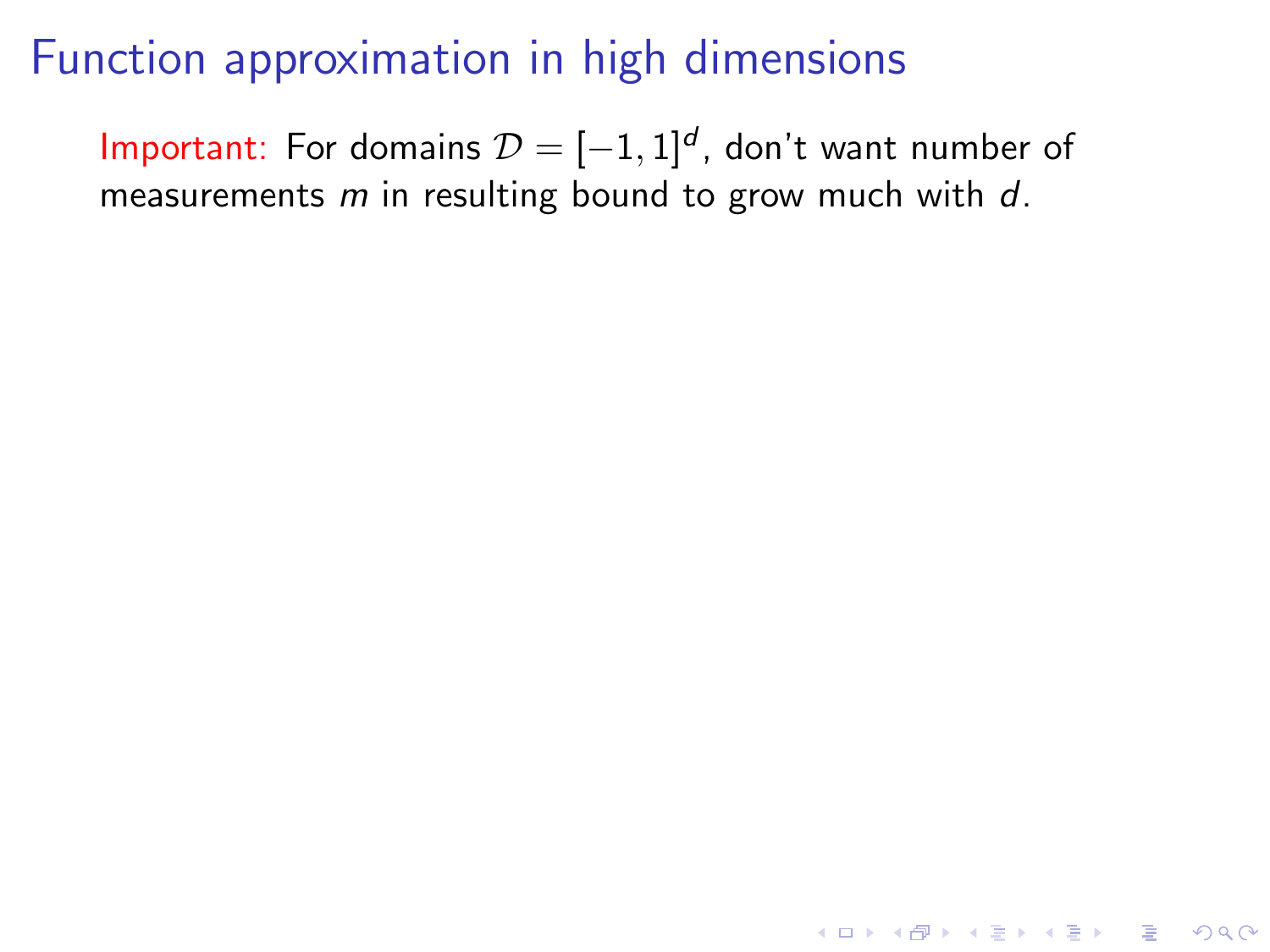# Function approximation in high dimensions

Important: For domains $\mathcal{D} = [-1, 1]^d$, don't want number of measurements $m$ in resulting bound to grow much with $d$.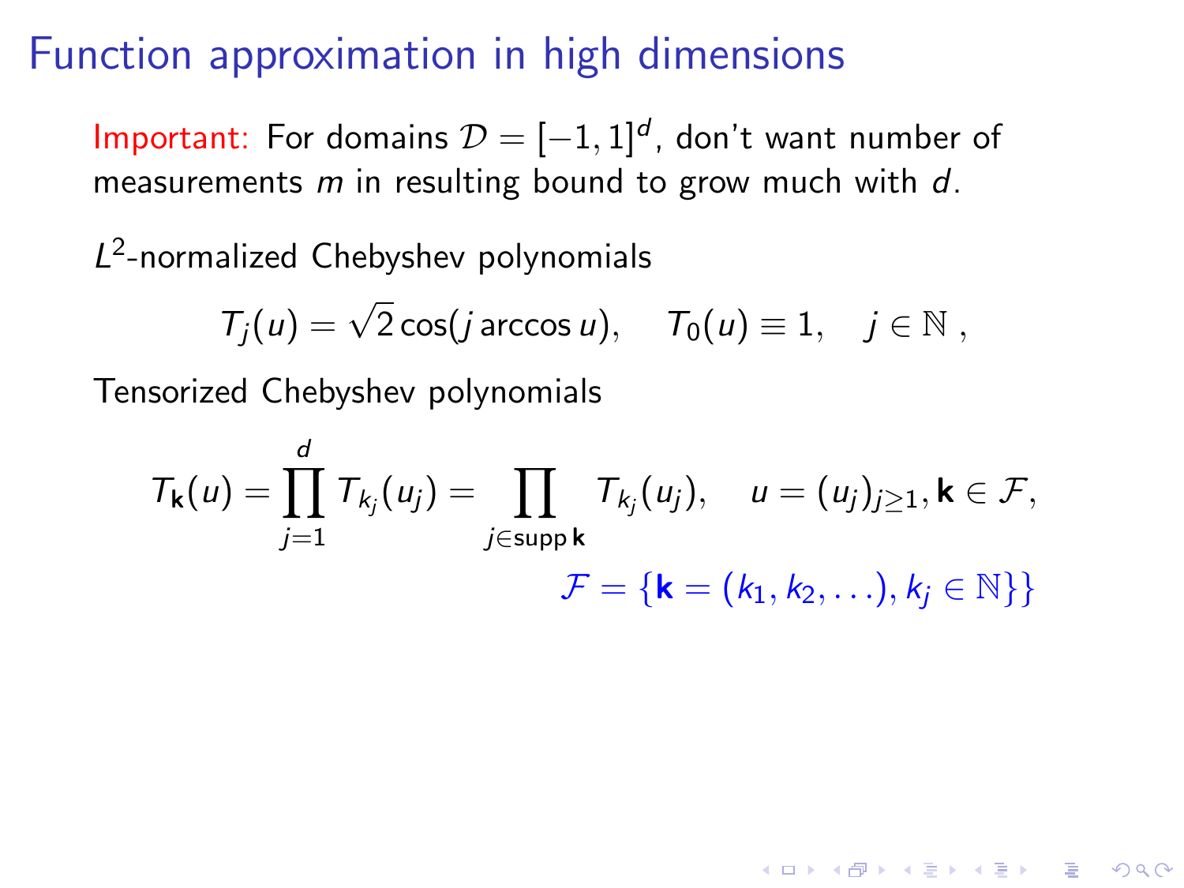# Function approximation in high dimensions

Important: For domains $\mathcal{D} = [-1,1]^d$, don't want number of measurements $m$ in resulting bound to grow much with $d$.

$L^2$-normalized Chebyshev polynomials

$$T_j(u) = \sqrt{2}\cos(j \arccos u), \quad T_0(u) \equiv 1, \quad j \in \mathbb{N},$$

Tensorized Chebyshev polynomials

$$T_{\mathbf{k}}(u) = \prod_{j=1}^{d} T_{k_j}(u_j) = \prod_{j \in \operatorname{supp} \mathbf{k}} T_{k_j}(u_j), \quad u = (u_j)_{j \geq 1}, \mathbf{k} \in \mathcal{F},$$

$$\mathcal{F} = \{\mathbf{k} = (k_1, k_2, \ldots), k_j \in \mathbb{N}\}\}$$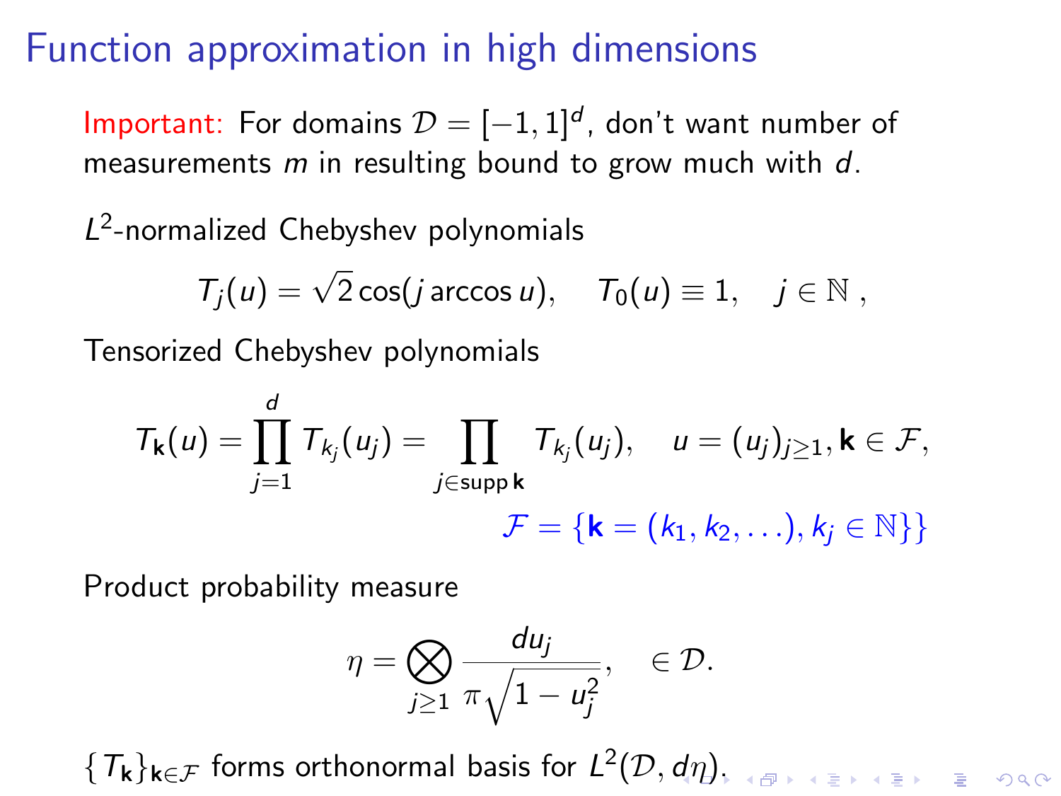# Function approximation in high dimensions

Important: For domains $\mathcal{D} = [-1,1]^d$, don't want number of measurements $m$ in resulting bound to grow much with $d$.

$L^2$-normalized Chebyshev polynomials

$$T_j(u) = \sqrt{2}\cos(j \arccos u), \quad T_0(u) \equiv 1, \quad j \in \mathbb{N}\,,$$

Tensorized Chebyshev polynomials

$$T_{\mathbf{k}}(u) = \prod_{j=1}^{d} T_{k_j}(u_j) = \prod_{j \in \operatorname{supp} \mathbf{k}} T_{k_j}(u_j), \quad u = (u_j)_{j \geq 1}, \mathbf{k} \in \mathcal{F},$$

$$\mathcal{F} = \{\mathbf{k} = (k_1, k_2, \ldots), k_j \in \mathbb{N}\}\}$$

Product probability measure

$$\eta = \bigotimes_{j \geq 1} \frac{du_j}{\pi\sqrt{1-u_j^2}}, \quad \in \mathcal{D}.$$

$\{T_{\mathbf{k}}\}_{\mathbf{k} \in \mathcal{F}}$ forms orthonormal basis for $L^2(\mathcal{D}, d\eta)$.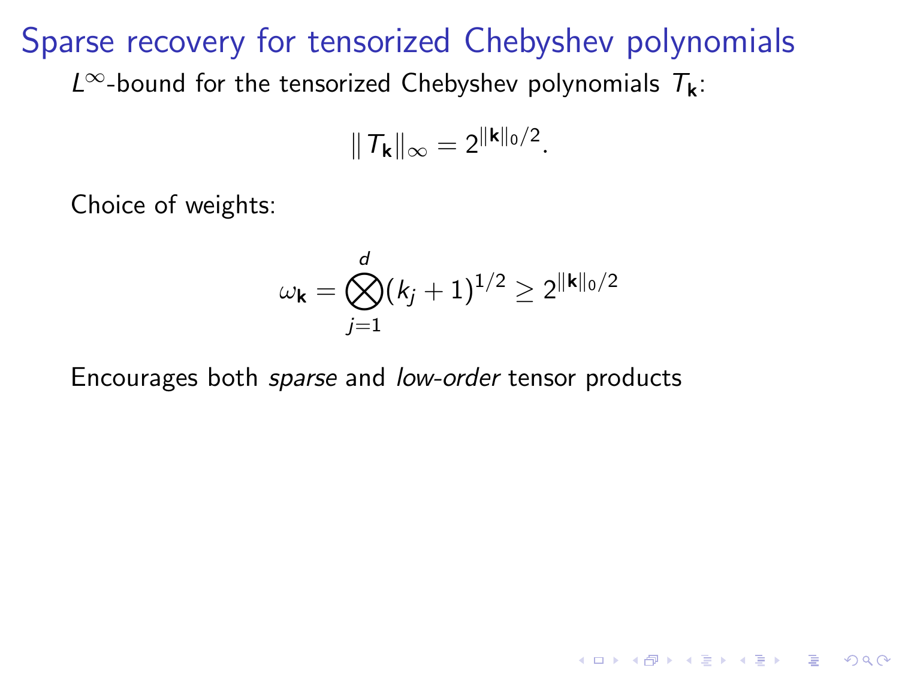# Sparse recovery for tensorized Chebyshev polynomials

$L^\infty$-bound for the tensorized Chebyshev polynomials $T_{\mathbf{k}}$:

$$\|T_{\mathbf{k}}\|_\infty = 2^{\|\mathbf{k}\|_0/2}.$$

Choice of weights:

$$\omega_{\mathbf{k}} = \bigotimes_{j=1}^{d} (k_j + 1)^{1/2} \geq 2^{\|\mathbf{k}\|_0/2}$$

Encourages both *sparse* and *low-order* tensor products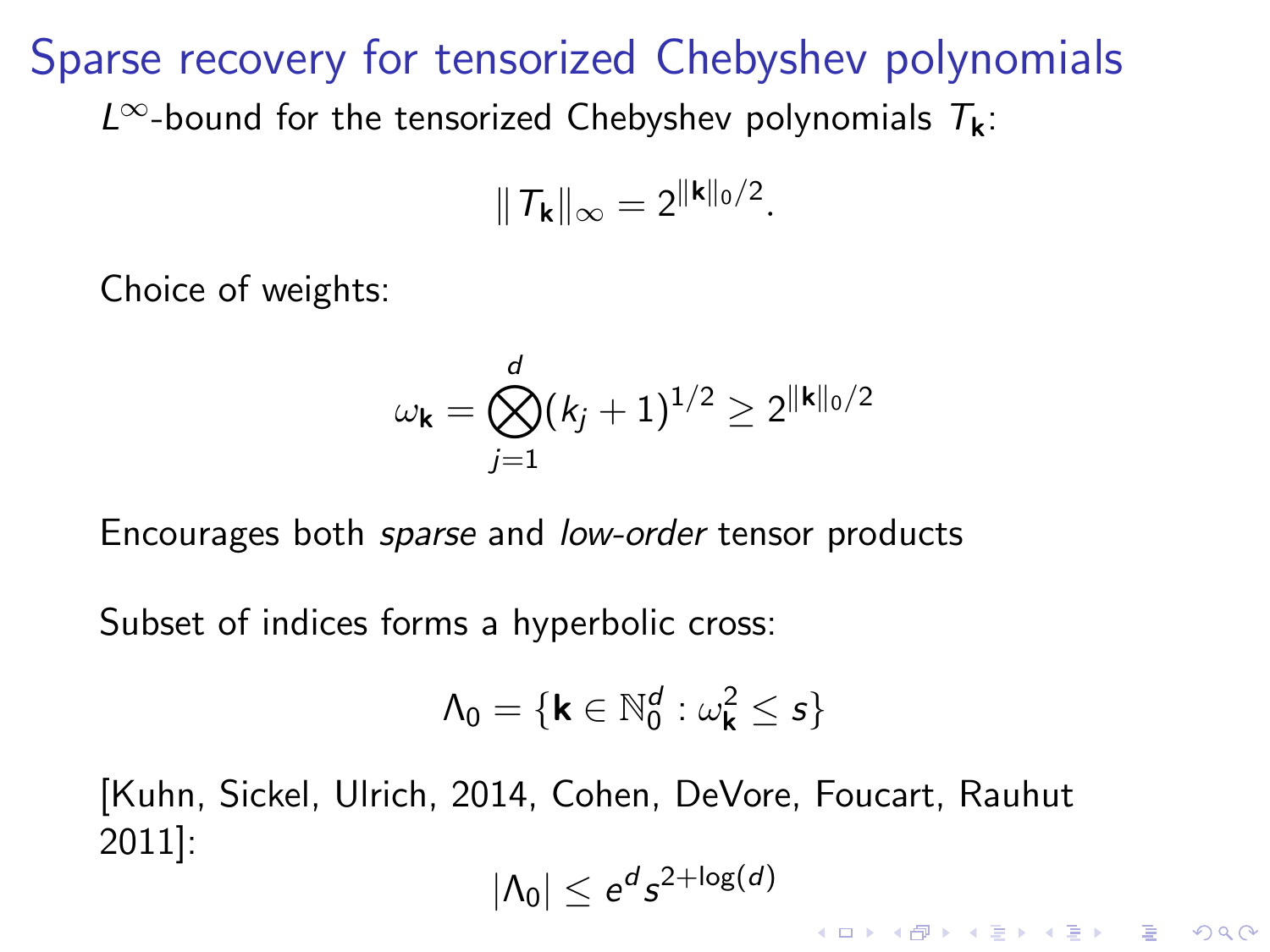# Sparse recovery for tensorized Chebyshev polynomials

$L^\infty$-bound for the tensorized Chebyshev polynomials $T_{\mathbf{k}}$:

$$\|T_{\mathbf{k}}\|_\infty = 2^{\|\mathbf{k}\|_0/2}.$$

Choice of weights:

$$\omega_{\mathbf{k}} = \bigotimes_{j=1}^{d} (k_j + 1)^{1/2} \geq 2^{\|\mathbf{k}\|_0/2}$$

Encourages both *sparse* and *low-order* tensor products

Subset of indices forms a hyperbolic cross:

$$\Lambda_0 = \{\mathbf{k} \in \mathbb{N}_0^d : \omega_{\mathbf{k}}^2 \leq s\}$$

[Kuhn, Sickel, Ulrich, 2014, Cohen, DeVore, Foucart, Rauhut 2011]:

$$|\Lambda_0| \leq e^d s^{2+\log(d)}$$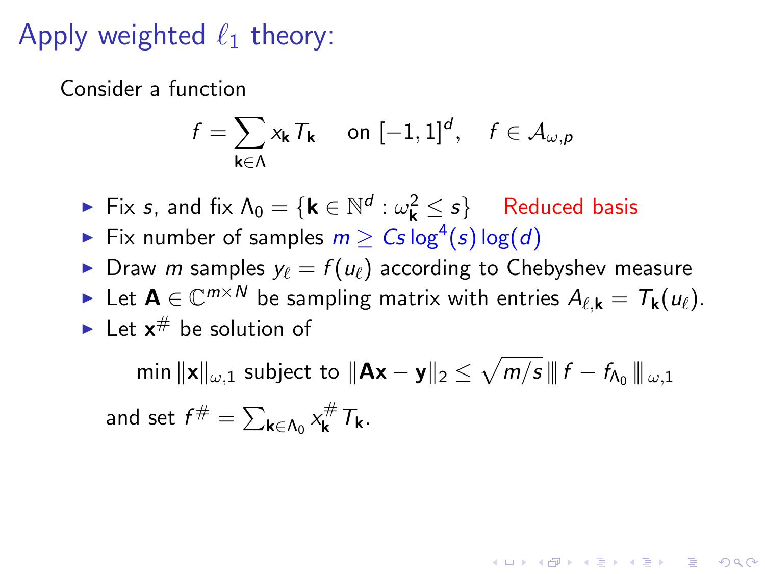# Apply weighted $\ell_1$ theory:

Consider a function

$$f = \sum_{\mathbf{k} \in \Lambda} x_{\mathbf{k}} T_{\mathbf{k}} \quad \text{on } [-1,1]^d, \quad f \in \mathcal{A}_{\omega,p}$$

- Fix $s$, and fix $\Lambda_0 = \{\mathbf{k} \in \mathbb{N}^d : \omega_{\mathbf{k}}^2 \leq s\}$ Reduced basis
- Fix number of samples $m \geq Cs \log^4(s) \log(d)$
- Draw $m$ samples $y_\ell = f(u_\ell)$ according to Chebyshev measure
- Let $\mathbf{A} \in \mathbb{C}^{m \times N}$ be sampling matrix with entries $A_{\ell,\mathbf{k}} = T_{\mathbf{k}}(u_\ell)$.
- Let $\mathbf{x}^\#$ be solution of

$$\min \|\mathbf{x}\|_{\omega,1} \text{ subject to } \|\mathbf{Ax} - \mathbf{y}\|_2 \leq \sqrt{m/s}\, ||| f - f_{\Lambda_0} |||_{\omega,1}$$

and set $f^\# = \sum_{\mathbf{k} \in \Lambda_0} x_{\mathbf{k}}^\# T_{\mathbf{k}}$.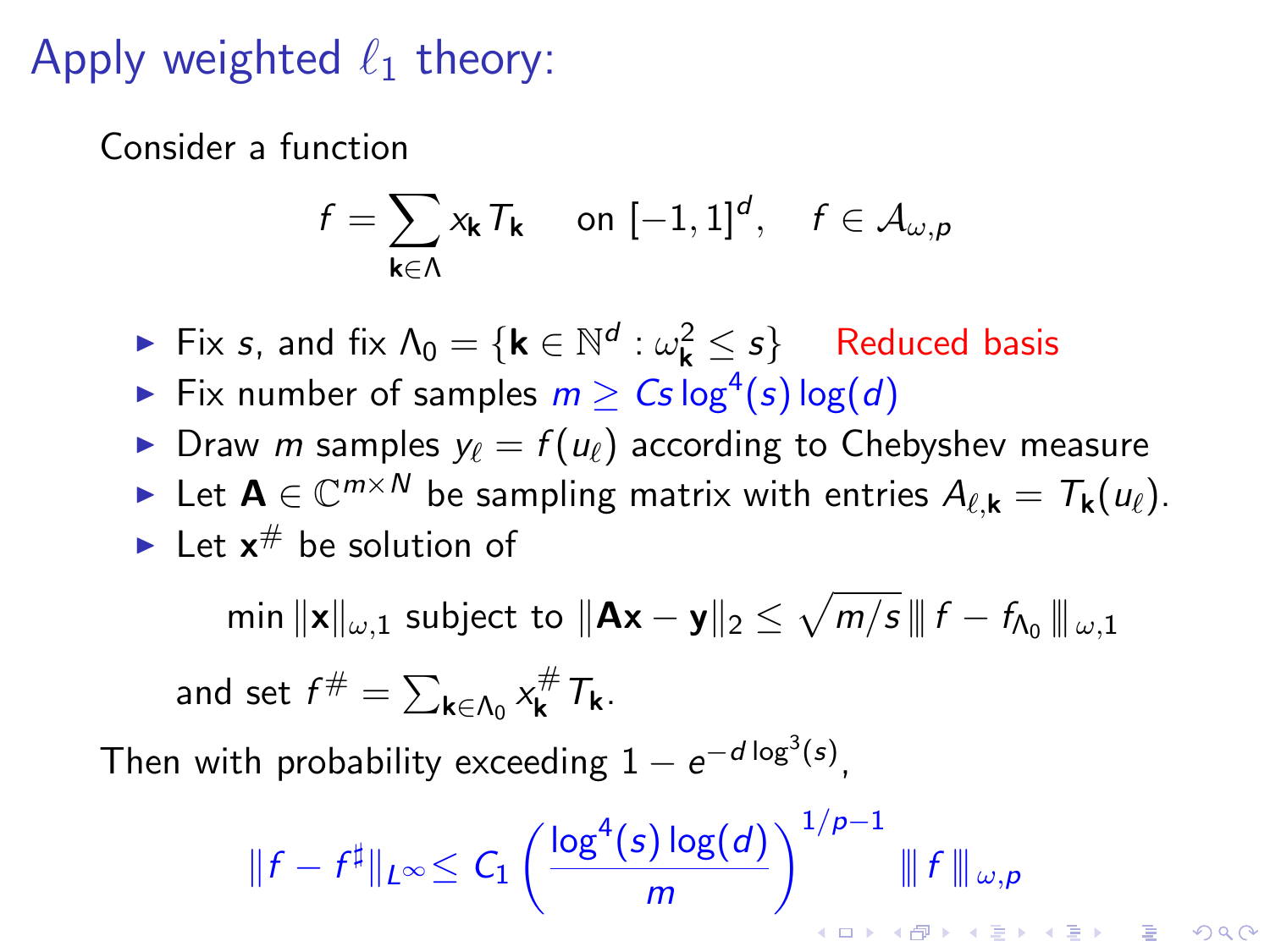# Apply weighted $\ell_1$ theory:

Consider a function

$$f = \sum_{\mathbf{k} \in \Lambda} x_{\mathbf{k}} T_{\mathbf{k}} \quad \text{on } [-1,1]^d, \quad f \in \mathcal{A}_{\omega,p}$$

- Fix $s$, and fix $\Lambda_0 = \{\mathbf{k} \in \mathbb{N}^d : \omega_{\mathbf{k}}^2 \leq s\}$ Reduced basis
- Fix number of samples $m \geq Cs \log^4(s) \log(d)$
- Draw $m$ samples $y_\ell = f(u_\ell)$ according to Chebyshev measure
- Let $\mathbf{A} \in \mathbb{C}^{m \times N}$ be sampling matrix with entries $A_{\ell,\mathbf{k}} = T_{\mathbf{k}}(u_\ell)$.
- Let $\mathbf{x}^\#$ be solution of

$$\min \|\mathbf{x}\|_{\omega,1} \text{ subject to } \|\mathbf{A}\mathbf{x} - \mathbf{y}\|_2 \leq \sqrt{m/s} \, |\!|\!| f - f_{\Lambda_0} |\!|\!|_{\omega,1}$$

and set $f^\# = \sum_{\mathbf{k} \in \Lambda_0} x_{\mathbf{k}}^\# T_{\mathbf{k}}$.

Then with probability exceeding $1 - e^{-d \log^3(s)}$,

$$\|f - f^\sharp\|_{L^\infty} \leq C_1 \left( \frac{\log^4(s) \log(d)}{m} \right)^{1/p-1} |\!|\!| f |\!|\!|_{\omega,p}$$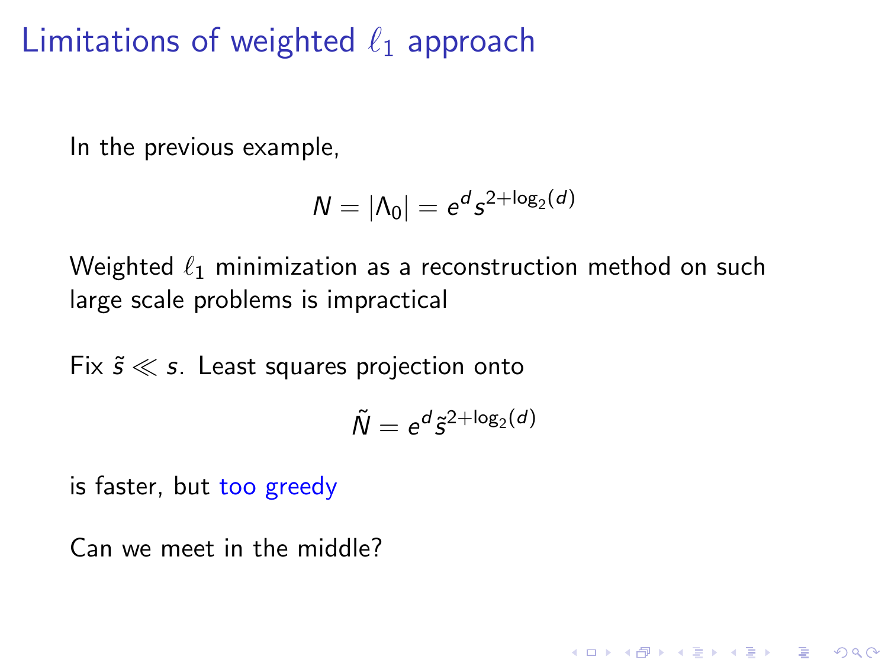# Limitations of weighted $\ell_1$ approach

In the previous example,

$$N = |\Lambda_0| = e^d s^{2+\log_2(d)}$$

Weighted $\ell_1$ minimization as a reconstruction method on such large scale problems is impractical

Fix $\tilde{s} \ll s$. Least squares projection onto

$$\tilde{N} = e^d \tilde{s}^{2+\log_2(d)}$$

is faster, but too greedy

Can we meet in the middle?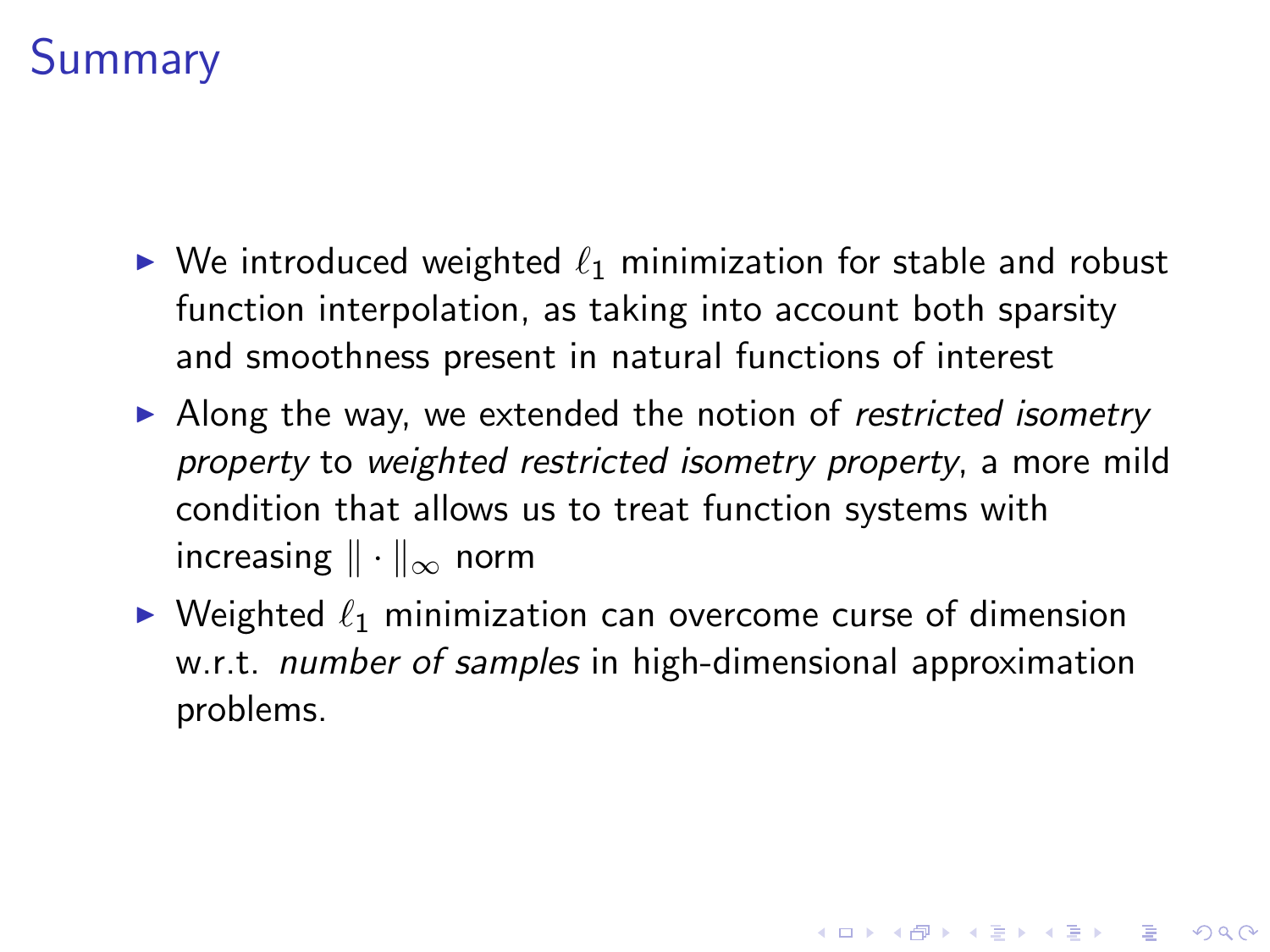# Summary

- We introduced weighted $\ell_1$ minimization for stable and robust function interpolation, as taking into account both sparsity and smoothness present in natural functions of interest
- Along the way, we extended the notion of *restricted isometry property* to *weighted restricted isometry property*, a more mild condition that allows us to treat function systems with increasing $\|\cdot\|_\infty$ norm
- Weighted $\ell_1$ minimization can overcome curse of dimension w.r.t. *number of samples* in high-dimensional approximation problems.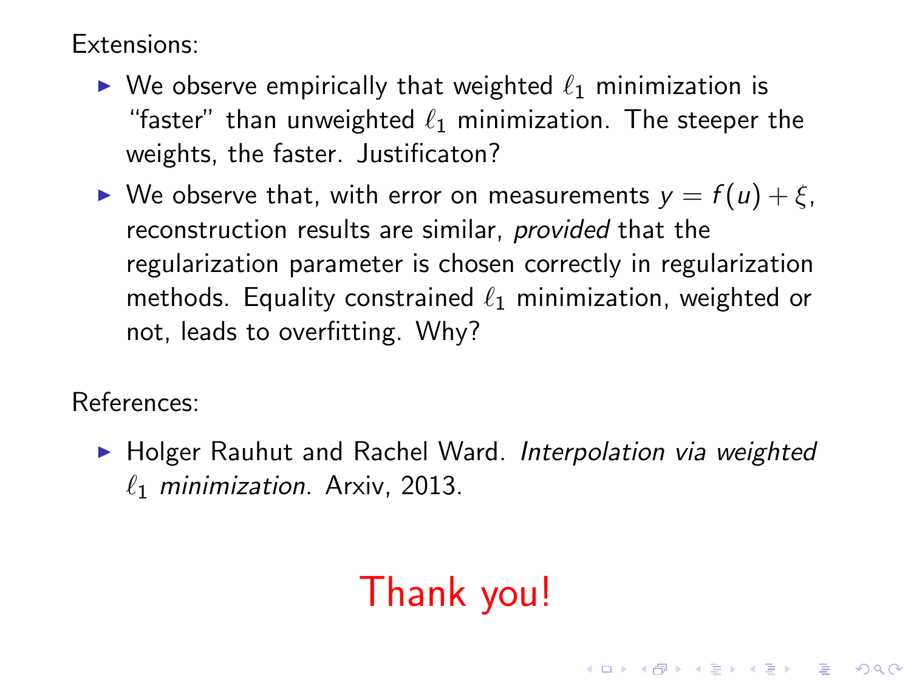Extensions:

- We observe empirically that weighted $\ell_1$ minimization is "faster" than unweighted $\ell_1$ minimization. The steeper the weights, the faster. Justificaton?
- We observe that, with error on measurements $y = f(u) + \xi$, reconstruction results are similar, *provided* that the regularization parameter is chosen correctly in regularization methods. Equality constrained $\ell_1$ minimization, weighted or not, leads to overfitting. Why?

References:

- Holger Rauhut and Rachel Ward. *Interpolation via weighted $\ell_1$ minimization.* Arxiv, 2013.

Thank you!